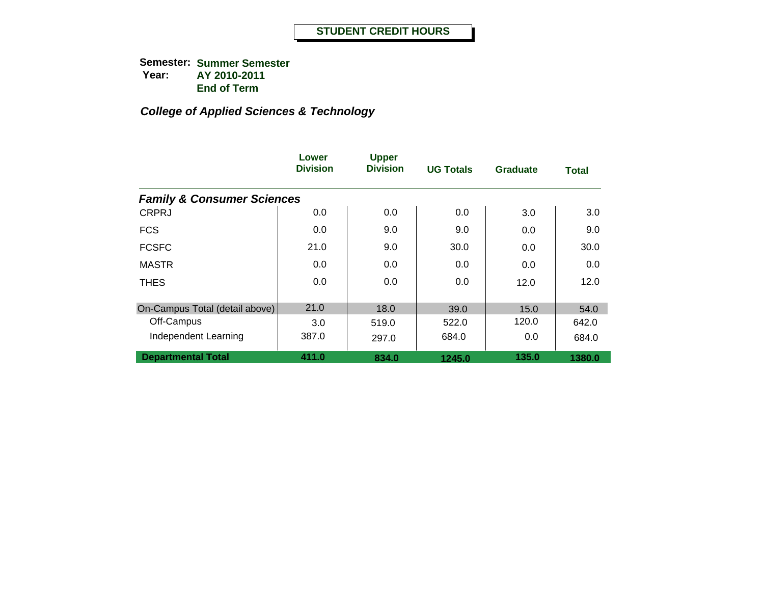# STUDENT CREDIT HOURS

**Semester:** **Summer Semester**
**Year:** **AY 2010-2011**
**End of Term**

### *College of Applied Sciences & Technology*

| | Lower Division | Upper Division | UG Totals | Graduate | Total |
|---|---|---|---|---|---|
| ***Family & Consumer Sciences*** | | | | | |
| CRPRJ | 0.0 | 0.0 | 0.0 | 3.0 | 3.0 |
| FCS | 0.0 | 9.0 | 9.0 | 0.0 | 9.0 |
| FCSFC | 21.0 | 9.0 | 30.0 | 0.0 | 30.0 |
| MASTR | 0.0 | 0.0 | 0.0 | 0.0 | 0.0 |
| THES | 0.0 | 0.0 | 0.0 | 12.0 | 12.0 |
| On-Campus Total (detail above) | 21.0 | 18.0 | 39.0 | 15.0 | 54.0 |
| Off-Campus | 3.0 | 519.0 | 522.0 | 120.0 | 642.0 |
| Independent Learning | 387.0 | 297.0 | 684.0 | 0.0 | 684.0 |
| **Departmental Total** | **411.0** | **834.0** | **1245.0** | **135.0** | **1380.0** |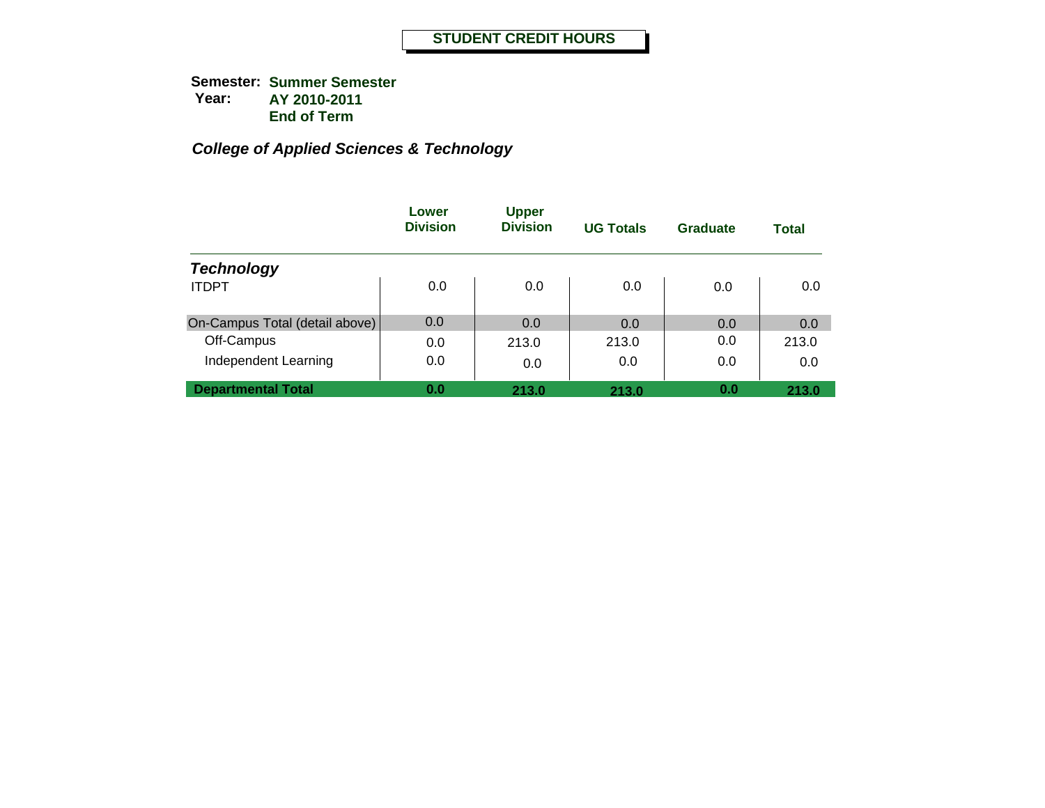## STUDENT CREDIT HOURS

**Semester:** **Summer Semester**
**Year:** **AY 2010-2011**
**End of Term**

### *College of Applied Sciences & Technology*

| | Lower Division | Upper Division | UG Totals | Graduate | Total |
|---|---|---|---|---|---|
| ***Technology*** | | | | | |
| ITDPT | 0.0 | 0.0 | 0.0 | 0.0 | 0.0 |
| On-Campus Total (detail above) | 0.0 | 0.0 | 0.0 | 0.0 | 0.0 |
| Off-Campus | 0.0 | 213.0 | 213.0 | 0.0 | 213.0 |
| Independent Learning | 0.0 | 0.0 | 0.0 | 0.0 | 0.0 |
| **Departmental Total** | **0.0** | **213.0** | **213.0** | **0.0** | **213.0** |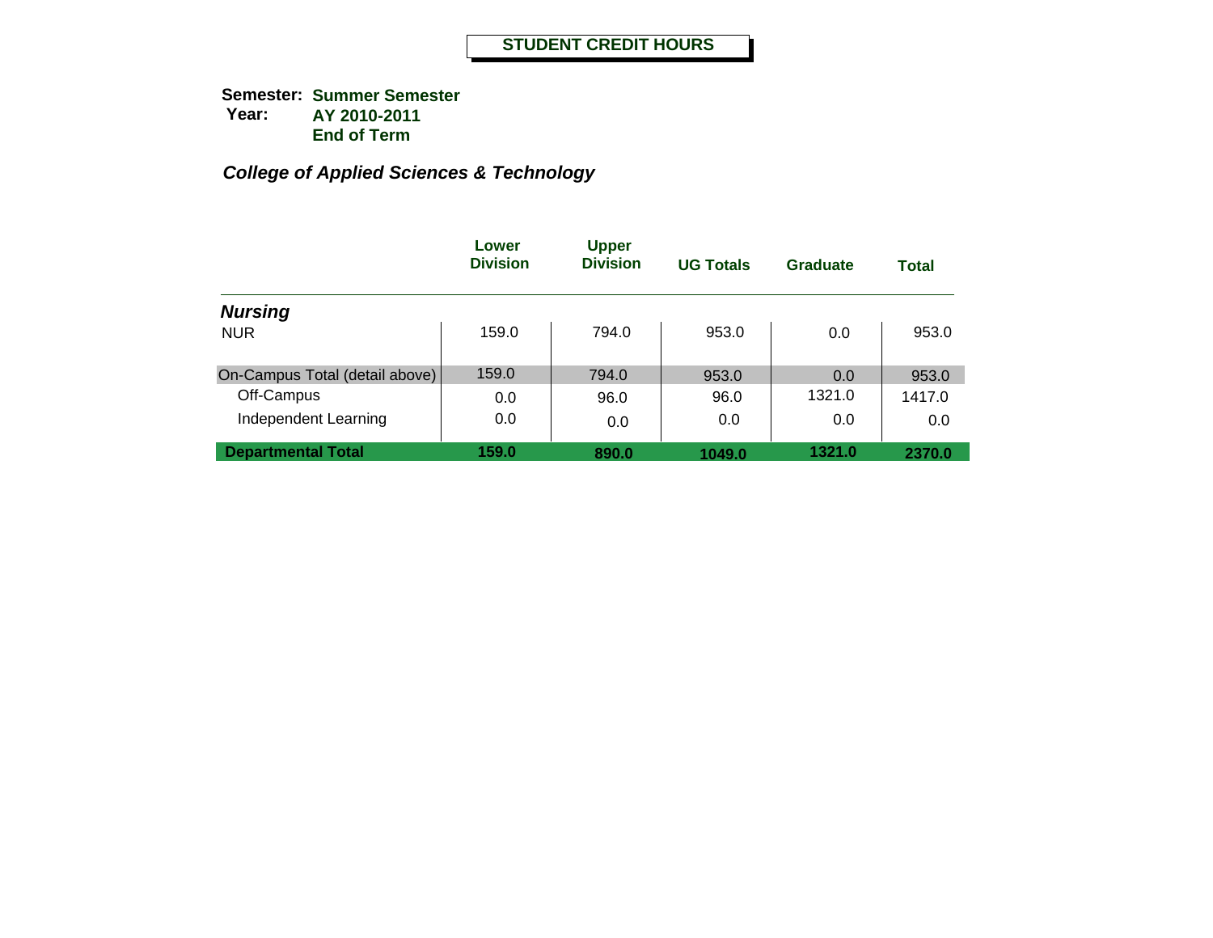# STUDENT CREDIT HOURS

**Semester:** Summer Semester
**Year:** AY 2010-2011
End of Term

***College of Applied Sciences & Technology***

| | Lower Division | Upper Division | UG Totals | Graduate | Total |
|---|---|---|---|---|---|
| ***Nursing*** | | | | | |
| NUR | 159.0 | 794.0 | 953.0 | 0.0 | 953.0 |
| On-Campus Total (detail above) | 159.0 | 794.0 | 953.0 | 0.0 | 953.0 |
| Off-Campus | 0.0 | 96.0 | 96.0 | 1321.0 | 1417.0 |
| Independent Learning | 0.0 | 0.0 | 0.0 | 0.0 | 0.0 |
| **Departmental Total** | **159.0** | **890.0** | **1049.0** | **1321.0** | **2370.0** |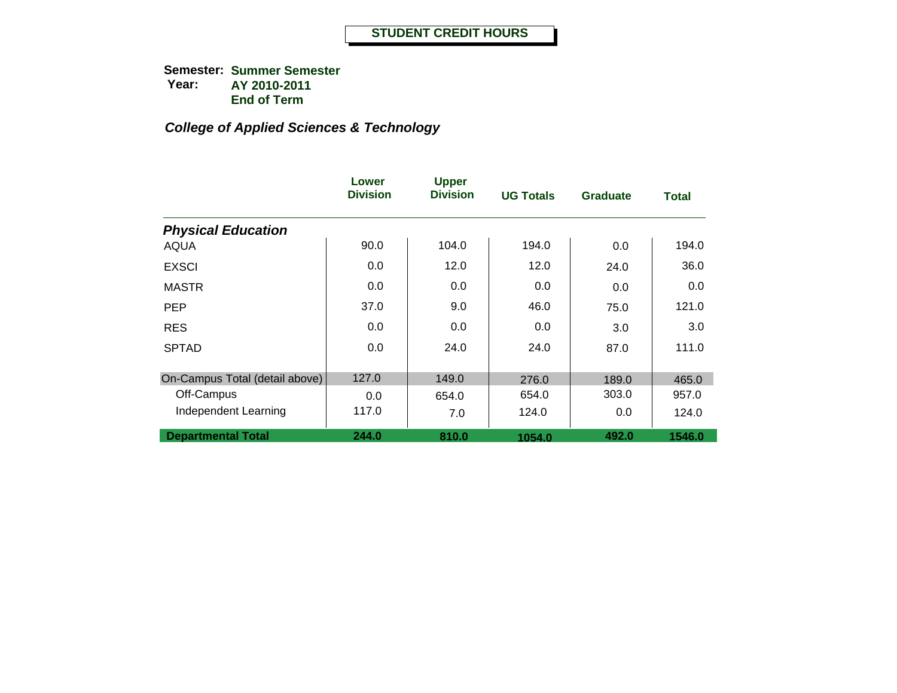## STUDENT CREDIT HOURS

**Semester:** **Summer Semester**
**Year:** **AY 2010-2011**
**End of Term**

### *College of Applied Sciences & Technology*

| | Lower Division | Upper Division | UG Totals | Graduate | Total |
|---|---|---|---|---|---|
| ***Physical Education*** | | | | | |
| AQUA | 90.0 | 104.0 | 194.0 | 0.0 | 194.0 |
| EXSCI | 0.0 | 12.0 | 12.0 | 24.0 | 36.0 |
| MASTR | 0.0 | 0.0 | 0.0 | 0.0 | 0.0 |
| PEP | 37.0 | 9.0 | 46.0 | 75.0 | 121.0 |
| RES | 0.0 | 0.0 | 0.0 | 3.0 | 3.0 |
| SPTAD | 0.0 | 24.0 | 24.0 | 87.0 | 111.0 |
| On-Campus Total (detail above) | 127.0 | 149.0 | 276.0 | 189.0 | 465.0 |
| Off-Campus | 0.0 | 654.0 | 654.0 | 303.0 | 957.0 |
| Independent Learning | 117.0 | 7.0 | 124.0 | 0.0 | 124.0 |
| **Departmental Total** | **244.0** | **810.0** | **1054.0** | **492.0** | **1546.0** |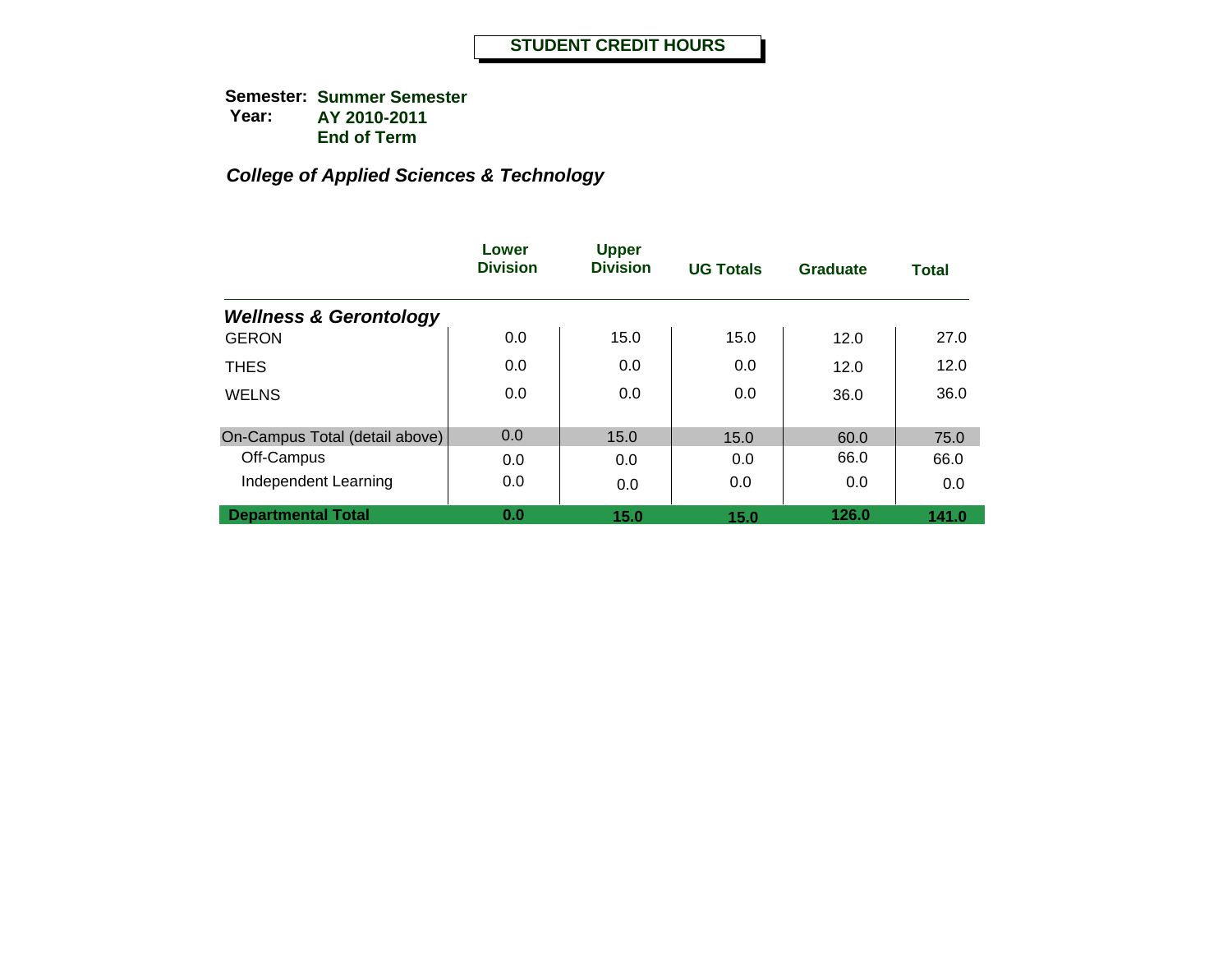**STUDENT CREDIT HOURS**

**Semester:** **Summer Semester**
**Year:** **AY 2010-2011**
**End of Term**

***College of Applied Sciences & Technology***

| | Lower Division | Upper Division | UG Totals | Graduate | Total |
|---|---|---|---|---|---|
| ***Wellness & Gerontology*** | | | | | |
| GERON | 0.0 | 15.0 | 15.0 | 12.0 | 27.0 |
| THES | 0.0 | 0.0 | 0.0 | 12.0 | 12.0 |
| WELNS | 0.0 | 0.0 | 0.0 | 36.0 | 36.0 |
| On-Campus Total (detail above) | 0.0 | 15.0 | 15.0 | 60.0 | 75.0 |
| Off-Campus | 0.0 | 0.0 | 0.0 | 66.0 | 66.0 |
| Independent Learning | 0.0 | 0.0 | 0.0 | 0.0 | 0.0 |
| **Departmental Total** | **0.0** | **15.0** | **15.0** | **126.0** | **141.0** |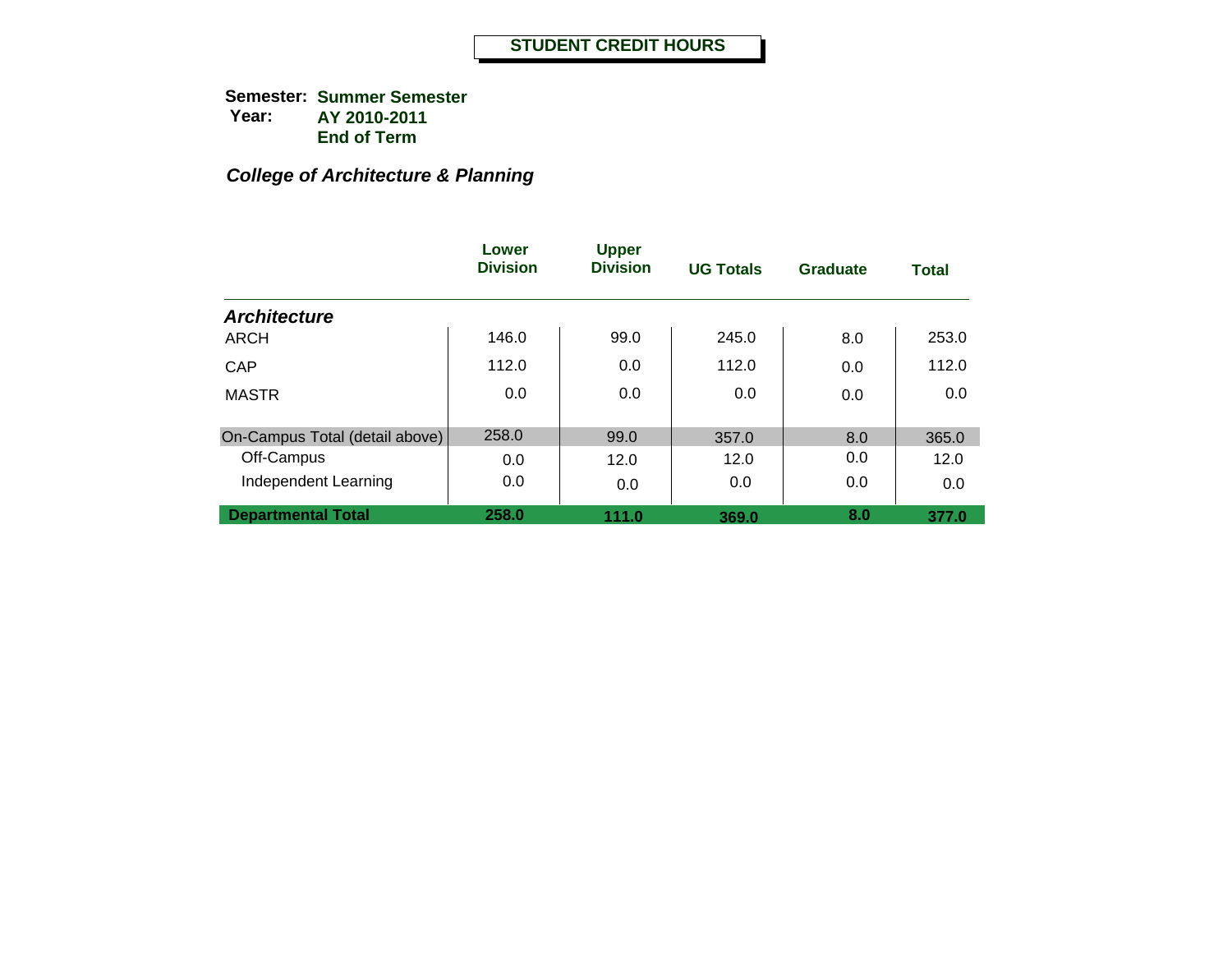# STUDENT CREDIT HOURS

**Semester:** **Summer Semester**
**Year:** **AY 2010-2011**
**End of Term**

### *College of Architecture & Planning*

| | Lower Division | Upper Division | UG Totals | Graduate | Total |
|---|---|---|---|---|---|
| ***Architecture*** | | | | | |
| ARCH | 146.0 | 99.0 | 245.0 | 8.0 | 253.0 |
| CAP | 112.0 | 0.0 | 112.0 | 0.0 | 112.0 |
| MASTR | 0.0 | 0.0 | 0.0 | 0.0 | 0.0 |
| On-Campus Total (detail above) | 258.0 | 99.0 | 357.0 | 8.0 | 365.0 |
| Off-Campus | 0.0 | 12.0 | 12.0 | 0.0 | 12.0 |
| Independent Learning | 0.0 | 0.0 | 0.0 | 0.0 | 0.0 |
| **Departmental Total** | **258.0** | **111.0** | **369.0** | **8.0** | **377.0** |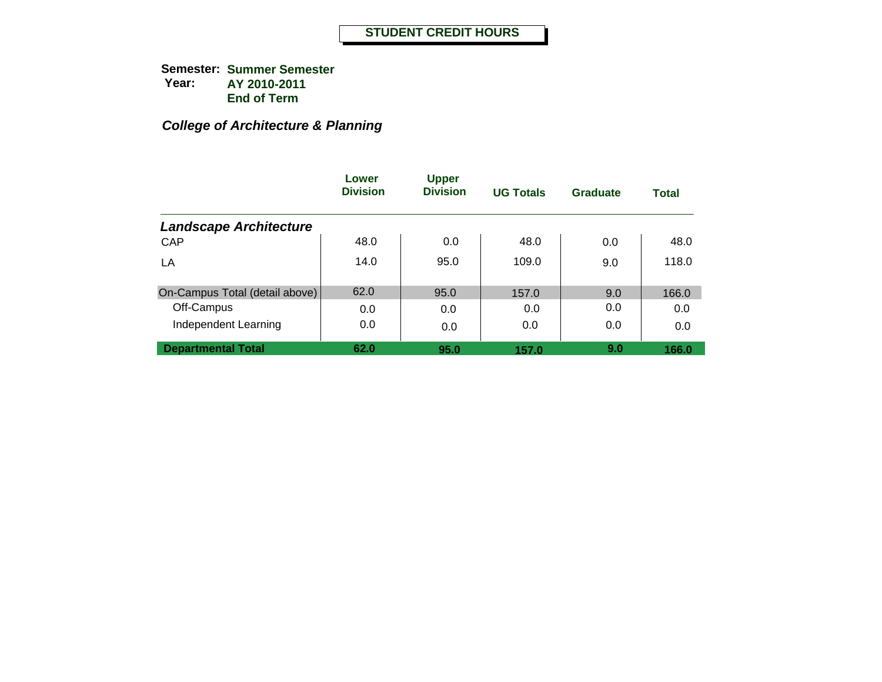# STUDENT CREDIT HOURS

**Semester:** **Summer Semester**
**Year:** **AY 2010-2011**
**End of Term**

## *College of Architecture & Planning*

| | Lower Division | Upper Division | UG Totals | Graduate | Total |
|---|---|---|---|---|---|
| ***Landscape Architecture*** | | | | | |
| CAP | 48.0 | 0.0 | 48.0 | 0.0 | 48.0 |
| LA | 14.0 | 95.0 | 109.0 | 9.0 | 118.0 |
| On-Campus Total (detail above) | 62.0 | 95.0 | 157.0 | 9.0 | 166.0 |
| Off-Campus | 0.0 | 0.0 | 0.0 | 0.0 | 0.0 |
| Independent Learning | 0.0 | 0.0 | 0.0 | 0.0 | 0.0 |
| **Departmental Total** | **62.0** | **95.0** | **157.0** | **9.0** | **166.0** |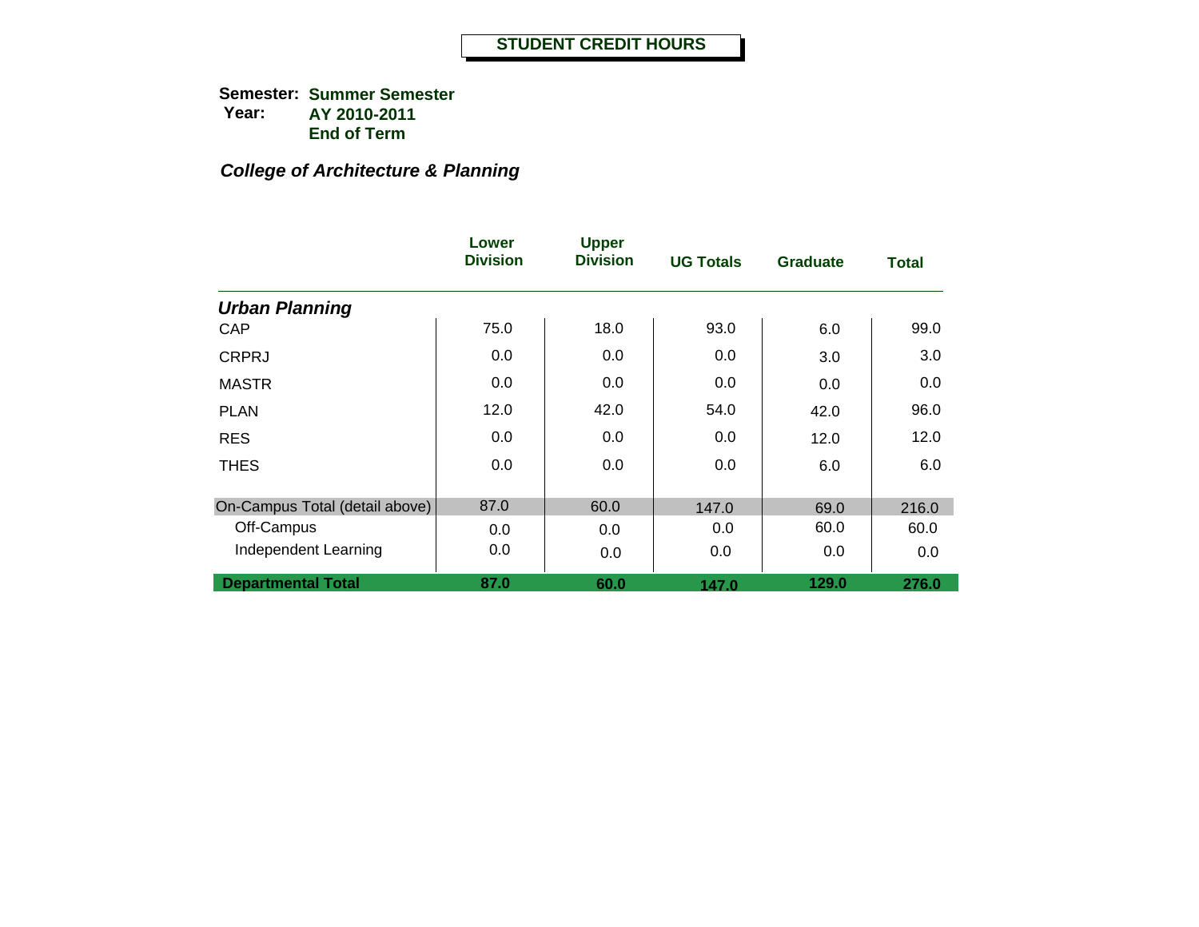# STUDENT CREDIT HOURS

**Semester:** **Summer Semester**
**Year:** **AY 2010-2011**
**End of Term**

***College of Architecture & Planning***

| | Lower Division | Upper Division | UG Totals | Graduate | Total |
|---|---|---|---|---|---|
| ***Urban Planning*** | | | | | |
| CAP | 75.0 | 18.0 | 93.0 | 6.0 | 99.0 |
| CRPRJ | 0.0 | 0.0 | 0.0 | 3.0 | 3.0 |
| MASTR | 0.0 | 0.0 | 0.0 | 0.0 | 0.0 |
| PLAN | 12.0 | 42.0 | 54.0 | 42.0 | 96.0 |
| RES | 0.0 | 0.0 | 0.0 | 12.0 | 12.0 |
| THES | 0.0 | 0.0 | 0.0 | 6.0 | 6.0 |
| On-Campus Total (detail above) | 87.0 | 60.0 | 147.0 | 69.0 | 216.0 |
| Off-Campus | 0.0 | 0.0 | 0.0 | 60.0 | 60.0 |
| Independent Learning | 0.0 | 0.0 | 0.0 | 0.0 | 0.0 |
| **Departmental Total** | **87.0** | **60.0** | **147.0** | **129.0** | **276.0** |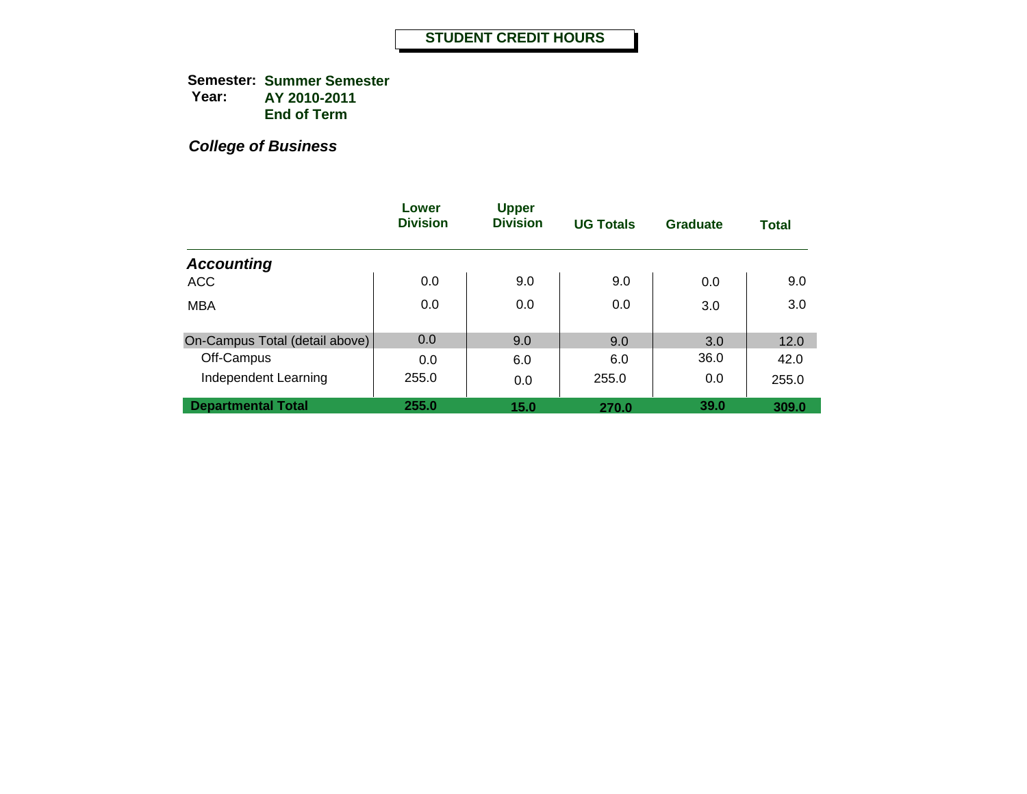# STUDENT CREDIT HOURS

**Semester:** **Summer Semester**
**Year:** **AY 2010-2011**
**End of Term**

***College of Business***

| | Lower Division | Upper Division | UG Totals | Graduate | Total |
|---|---|---|---|---|---|
| ***Accounting*** | | | | | |
| ACC | 0.0 | 9.0 | 9.0 | 0.0 | 9.0 |
| MBA | 0.0 | 0.0 | 0.0 | 3.0 | 3.0 |
| On-Campus Total (detail above) | 0.0 | 9.0 | 9.0 | 3.0 | 12.0 |
| Off-Campus | 0.0 | 6.0 | 6.0 | 36.0 | 42.0 |
| Independent Learning | 255.0 | 0.0 | 255.0 | 0.0 | 255.0 |
| **Departmental Total** | **255.0** | **15.0** | **270.0** | **39.0** | **309.0** |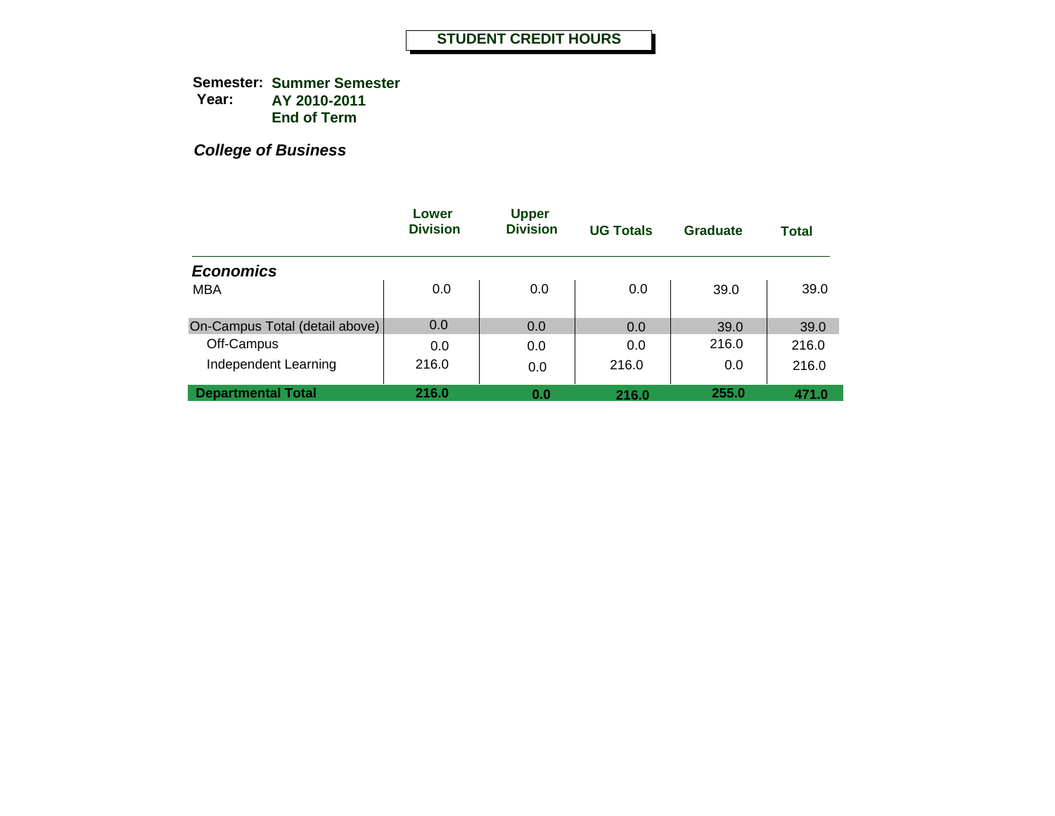# STUDENT CREDIT HOURS

**Semester:** **Summer Semester**
**Year:** **AY 2010-2011**
**End of Term**

***College of Business***

| | Lower Division | Upper Division | UG Totals | Graduate | Total |
|---|---|---|---|---|---|
| ***Economics*** | | | | | |
| MBA | 0.0 | 0.0 | 0.0 | 39.0 | 39.0 |
| On-Campus Total (detail above) | 0.0 | 0.0 | 0.0 | 39.0 | 39.0 |
| Off-Campus | 0.0 | 0.0 | 0.0 | 216.0 | 216.0 |
| Independent Learning | 216.0 | 0.0 | 216.0 | 0.0 | 216.0 |
| **Departmental Total** | **216.0** | **0.0** | **216.0** | **255.0** | **471.0** |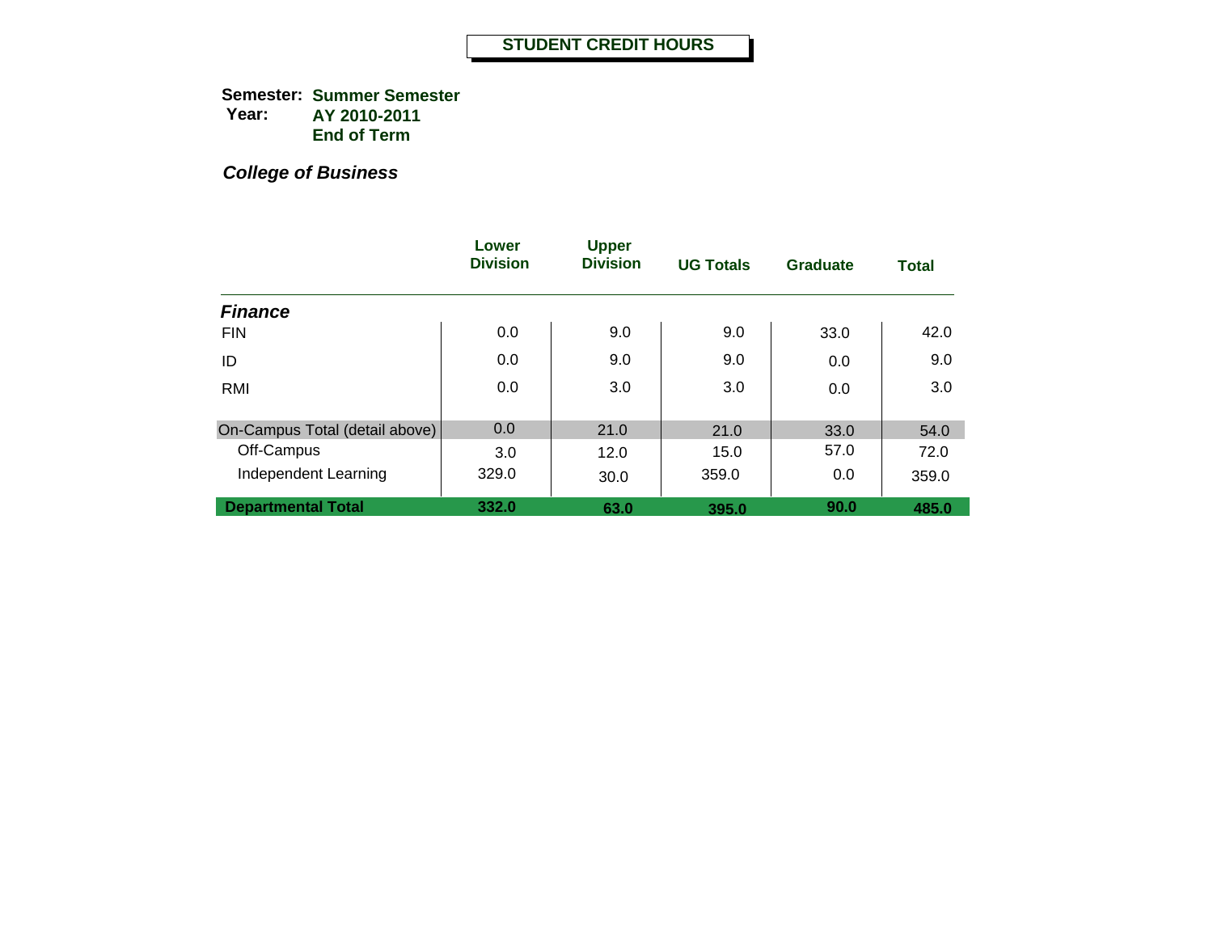# STUDENT CREDIT HOURS

**Semester:** **Summer Semester**
**Year:** **AY 2010-2011**
**End of Term**

***College of Business***

| | Lower Division | Upper Division | UG Totals | Graduate | Total |
|---|---|---|---|---|---|
| ***Finance*** | | | | | |
| FIN | 0.0 | 9.0 | 9.0 | 33.0 | 42.0 |
| ID | 0.0 | 9.0 | 9.0 | 0.0 | 9.0 |
| RMI | 0.0 | 3.0 | 3.0 | 0.0 | 3.0 |
| On-Campus Total (detail above) | 0.0 | 21.0 | 21.0 | 33.0 | 54.0 |
| Off-Campus | 3.0 | 12.0 | 15.0 | 57.0 | 72.0 |
| Independent Learning | 329.0 | 30.0 | 359.0 | 0.0 | 359.0 |
| **Departmental Total** | **332.0** | **63.0** | **395.0** | **90.0** | **485.0** |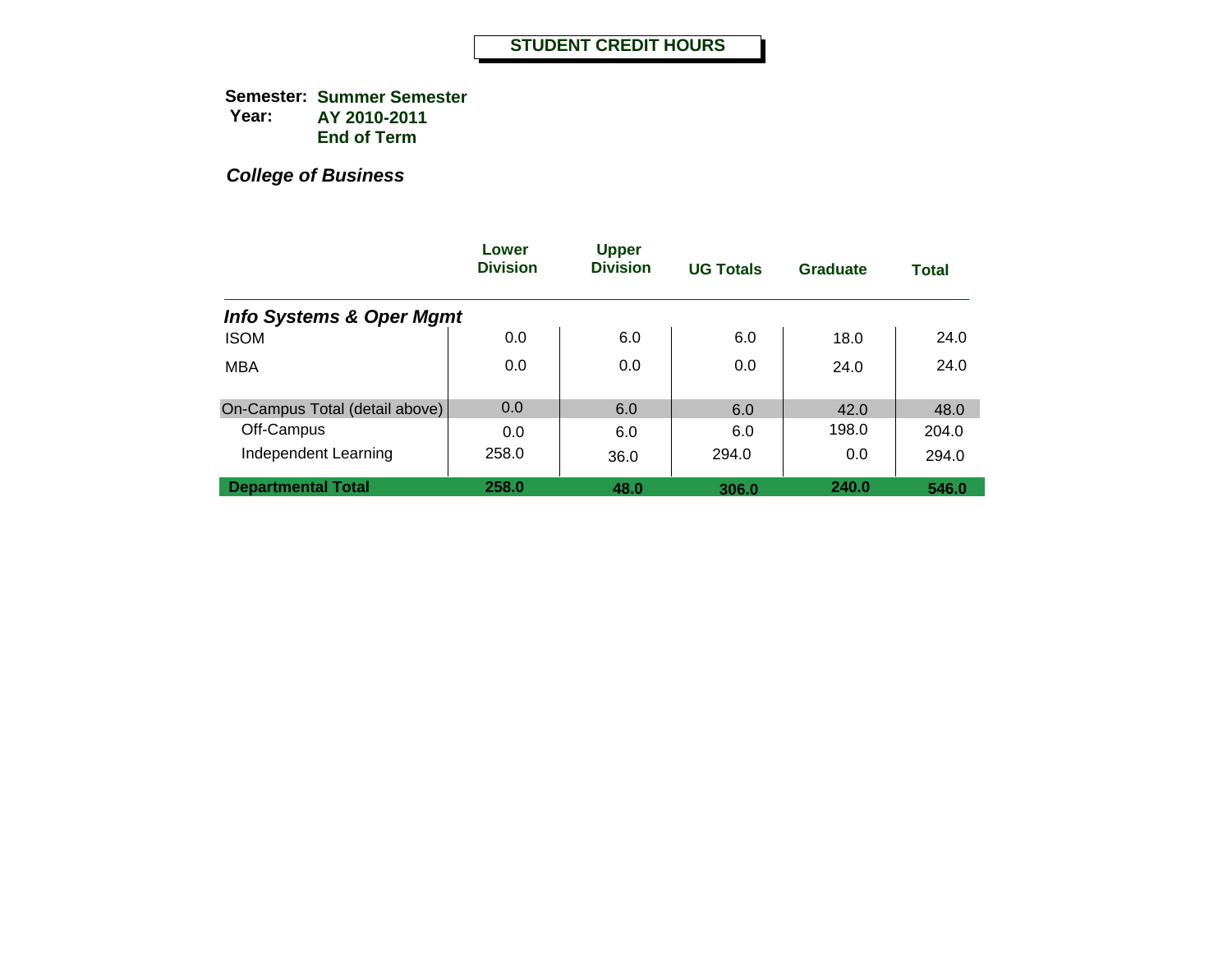# STUDENT CREDIT HOURS

**Semester:** **Summer Semester**
**Year:** **AY 2010-2011**
**End of Term**

***College of Business***

| | Lower Division | Upper Division | UG Totals | Graduate | Total |
|---|---|---|---|---|---|
| ***Info Systems & Oper Mgmt*** | | | | | |
| ISOM | 0.0 | 6.0 | 6.0 | 18.0 | 24.0 |
| MBA | 0.0 | 0.0 | 0.0 | 24.0 | 24.0 |
| On-Campus Total (detail above) | 0.0 | 6.0 | 6.0 | 42.0 | 48.0 |
| Off-Campus | 0.0 | 6.0 | 6.0 | 198.0 | 204.0 |
| Independent Learning | 258.0 | 36.0 | 294.0 | 0.0 | 294.0 |
| **Departmental Total** | **258.0** | **48.0** | **306.0** | **240.0** | **546.0** |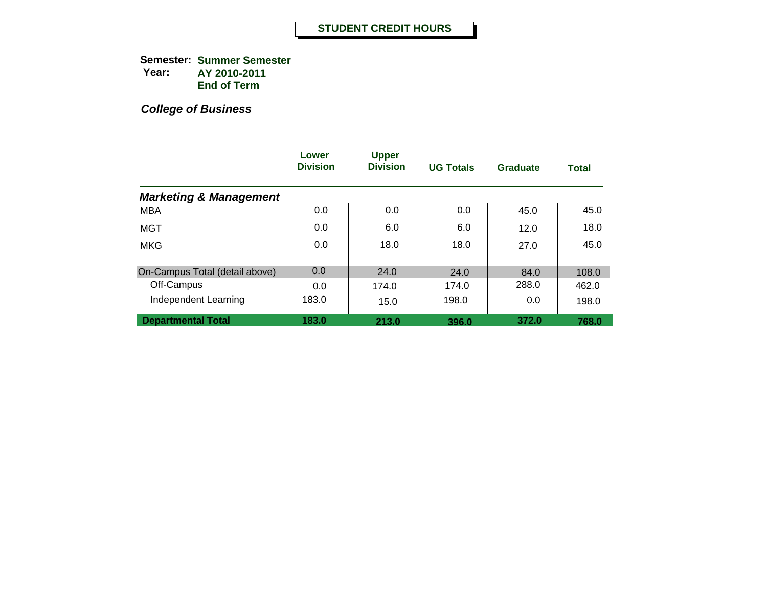# STUDENT CREDIT HOURS

**Semester:** **Summer Semester**
**Year:** **AY 2010-2011**
**End of Term**

***College of Business***

| | Lower Division | Upper Division | UG Totals | Graduate | Total |
|---|---|---|---|---|---|
| ***Marketing & Management*** | | | | | |
| MBA | 0.0 | 0.0 | 0.0 | 45.0 | 45.0 |
| MGT | 0.0 | 6.0 | 6.0 | 12.0 | 18.0 |
| MKG | 0.0 | 18.0 | 18.0 | 27.0 | 45.0 |
| On-Campus Total (detail above) | 0.0 | 24.0 | 24.0 | 84.0 | 108.0 |
| Off-Campus | 0.0 | 174.0 | 174.0 | 288.0 | 462.0 |
| Independent Learning | 183.0 | 15.0 | 198.0 | 0.0 | 198.0 |
| **Departmental Total** | **183.0** | **213.0** | **396.0** | **372.0** | **768.0** |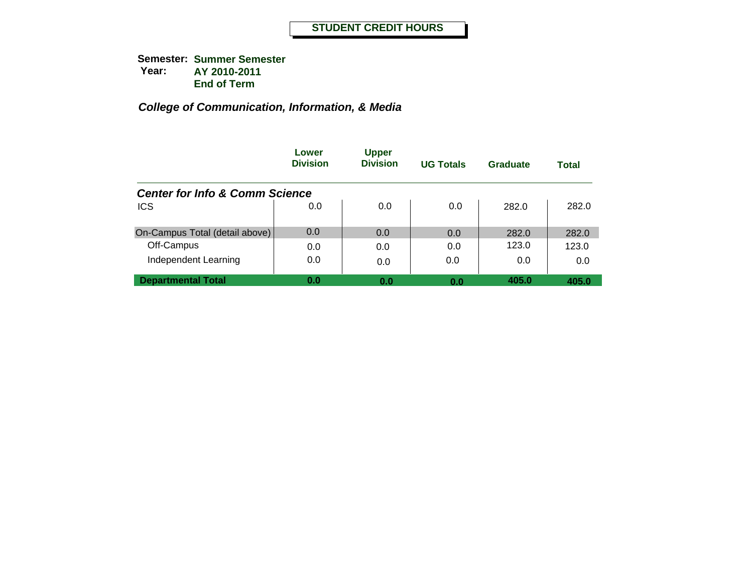# STUDENT CREDIT HOURS

**Semester:** **Summer Semester**
**Year:** **AY 2010-2011**
**End of Term**

***College of Communication, Information, & Media***

| | Lower Division | Upper Division | UG Totals | Graduate | Total |
|---|---|---|---|---|---|
| ***Center for Info & Comm Science*** | | | | | |
| ICS | 0.0 | 0.0 | 0.0 | 282.0 | 282.0 |
| On-Campus Total (detail above) | 0.0 | 0.0 | 0.0 | 282.0 | 282.0 |
| Off-Campus | 0.0 | 0.0 | 0.0 | 123.0 | 123.0 |
| Independent Learning | 0.0 | 0.0 | 0.0 | 0.0 | 0.0 |
| **Departmental Total** | **0.0** | **0.0** | **0.0** | **405.0** | **405.0** |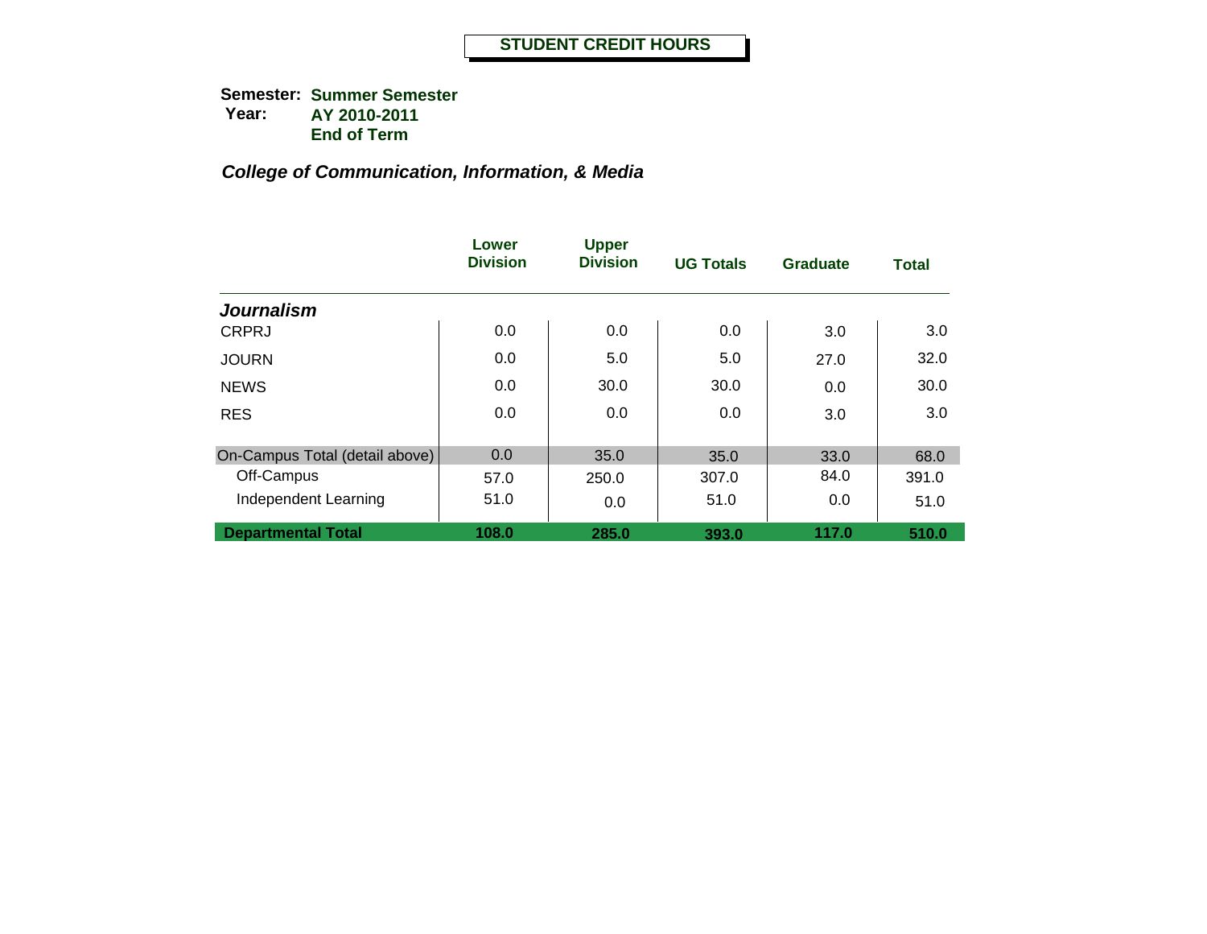# STUDENT CREDIT HOURS

**Semester:** **Summer Semester**
**Year:** **AY 2010-2011**
**End of Term**

## *College of Communication, Information, & Media*

| | Lower Division | Upper Division | UG Totals | Graduate | Total |
|---|---|---|---|---|---|
| ***Journalism*** | | | | | |
| CRPRJ | 0.0 | 0.0 | 0.0 | 3.0 | 3.0 |
| JOURN | 0.0 | 5.0 | 5.0 | 27.0 | 32.0 |
| NEWS | 0.0 | 30.0 | 30.0 | 0.0 | 30.0 |
| RES | 0.0 | 0.0 | 0.0 | 3.0 | 3.0 |
| On-Campus Total (detail above) | 0.0 | 35.0 | 35.0 | 33.0 | 68.0 |
| Off-Campus | 57.0 | 250.0 | 307.0 | 84.0 | 391.0 |
| Independent Learning | 51.0 | 0.0 | 51.0 | 0.0 | 51.0 |
| **Departmental Total** | **108.0** | **285.0** | **393.0** | **117.0** | **510.0** |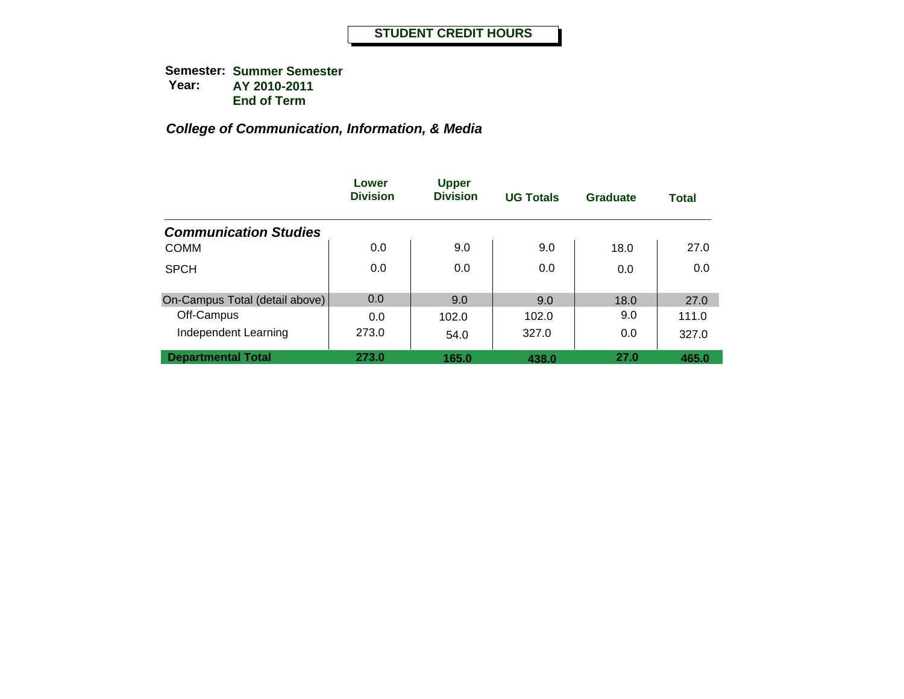# STUDENT CREDIT HOURS

**Semester:** **Summer Semester**
**Year:** **AY 2010-2011**
**End of Term**

***College of Communication, Information, & Media***

| | Lower Division | Upper Division | UG Totals | Graduate | Total |
|---|---|---|---|---|---|
| ***Communication Studies*** | | | | | |
| COMM | 0.0 | 9.0 | 9.0 | 18.0 | 27.0 |
| SPCH | 0.0 | 0.0 | 0.0 | 0.0 | 0.0 |
| On-Campus Total (detail above) | 0.0 | 9.0 | 9.0 | 18.0 | 27.0 |
| Off-Campus | 0.0 | 102.0 | 102.0 | 9.0 | 111.0 |
| Independent Learning | 273.0 | 54.0 | 327.0 | 0.0 | 327.0 |
| **Departmental Total** | **273.0** | **165.0** | **438.0** | **27.0** | **465.0** |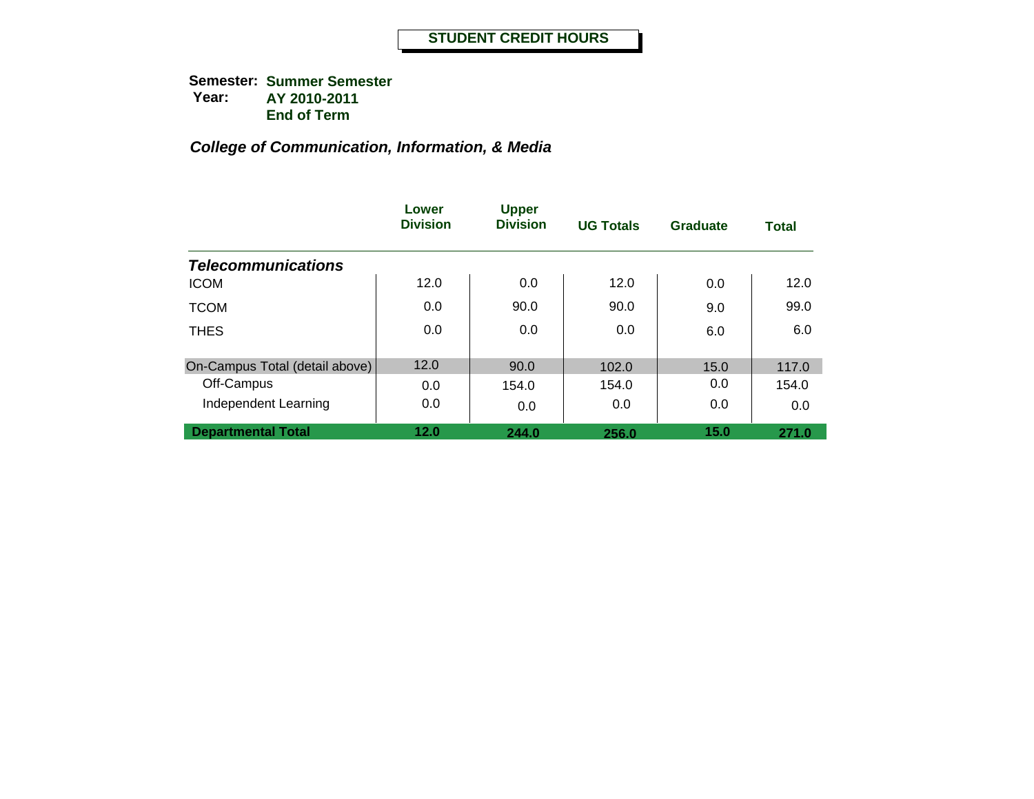# STUDENT CREDIT HOURS

**Semester:** **Summer Semester**
**Year:** **AY 2010-2011**
**End of Term**

***College of Communication, Information, & Media***

| | Lower Division | Upper Division | UG Totals | Graduate | Total |
|---|---|---|---|---|---|
| ***Telecommunications*** | | | | | |
| ICOM | 12.0 | 0.0 | 12.0 | 0.0 | 12.0 |
| TCOM | 0.0 | 90.0 | 90.0 | 9.0 | 99.0 |
| THES | 0.0 | 0.0 | 0.0 | 6.0 | 6.0 |
| On-Campus Total (detail above) | 12.0 | 90.0 | 102.0 | 15.0 | 117.0 |
| Off-Campus | 0.0 | 154.0 | 154.0 | 0.0 | 154.0 |
| Independent Learning | 0.0 | 0.0 | 0.0 | 0.0 | 0.0 |
| **Departmental Total** | **12.0** | **244.0** | **256.0** | **15.0** | **271.0** |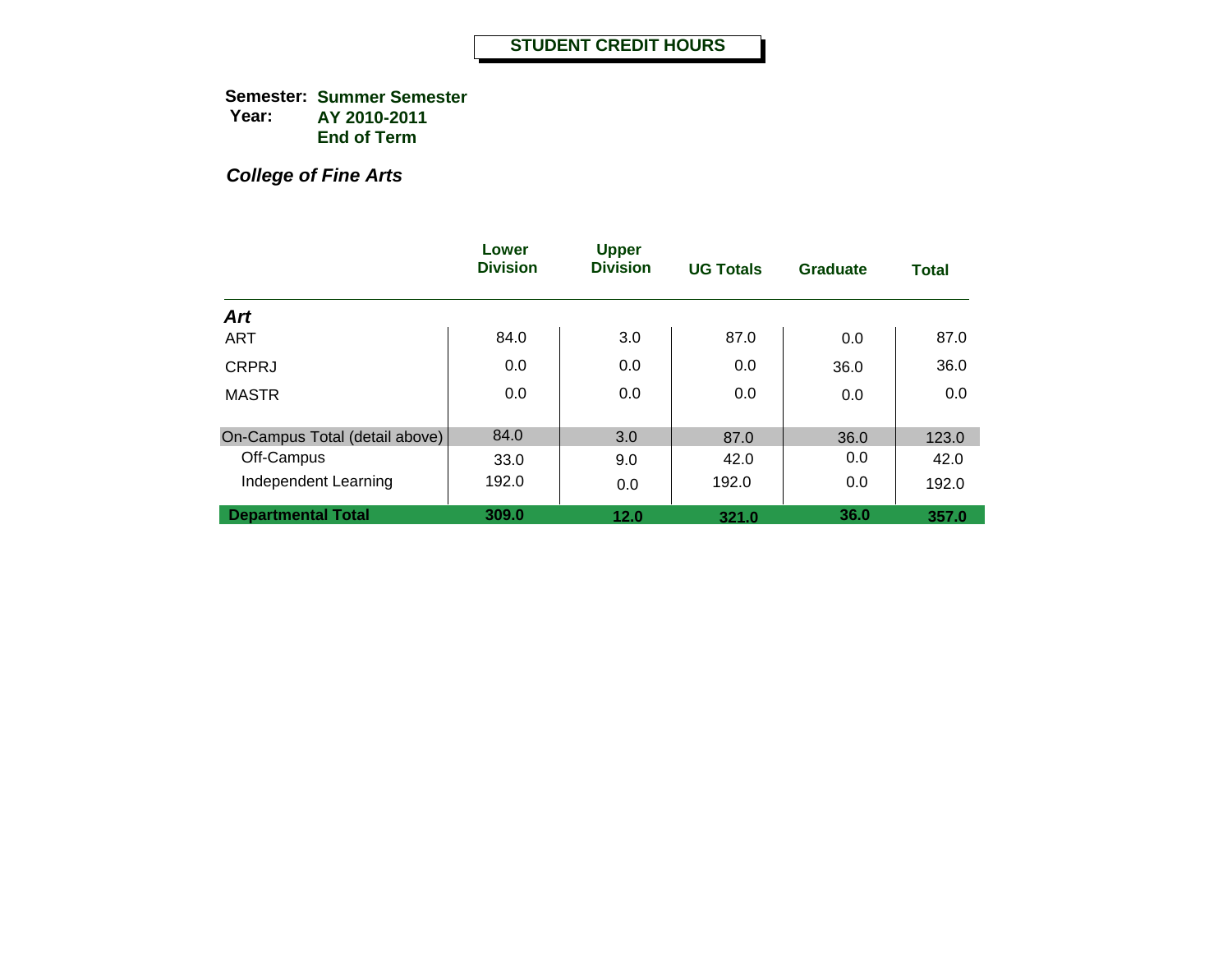# STUDENT CREDIT HOURS

**Semester:** **Summer Semester**
**Year:** **AY 2010-2011**
**End of Term**

## *College of Fine Arts*

| | Lower Division | Upper Division | UG Totals | Graduate | Total |
|---|---|---|---|---|---|
| ***Art*** | | | | | |
| ART | 84.0 | 3.0 | 87.0 | 0.0 | 87.0 |
| CRPRJ | 0.0 | 0.0 | 0.0 | 36.0 | 36.0 |
| MASTR | 0.0 | 0.0 | 0.0 | 0.0 | 0.0 |
| On-Campus Total (detail above) | 84.0 | 3.0 | 87.0 | 36.0 | 123.0 |
| Off-Campus | 33.0 | 9.0 | 42.0 | 0.0 | 42.0 |
| Independent Learning | 192.0 | 0.0 | 192.0 | 0.0 | 192.0 |
| **Departmental Total** | **309.0** | **12.0** | **321.0** | **36.0** | **357.0** |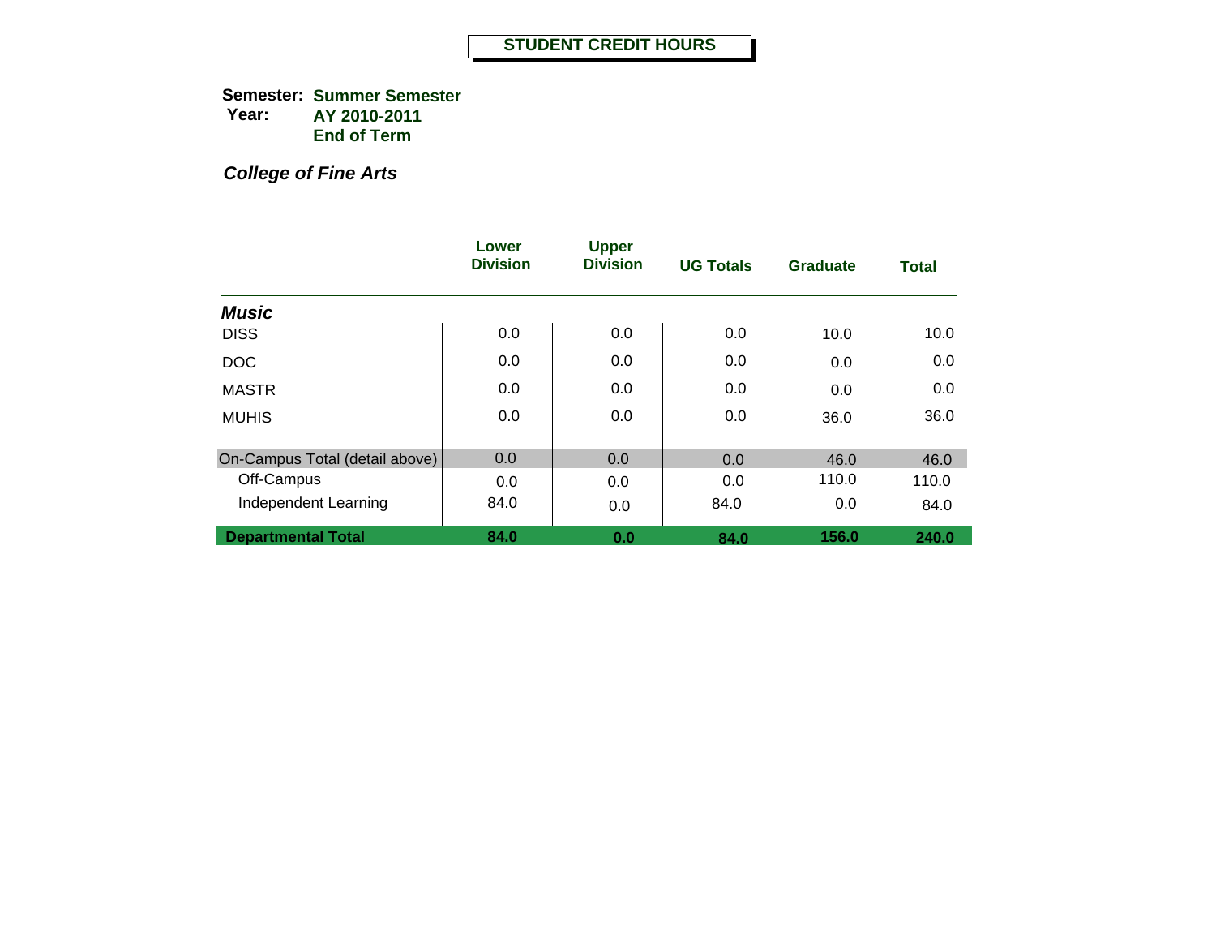# STUDENT CREDIT HOURS

**Semester:** **Summer Semester**
**Year:** **AY 2010-2011**
**End of Term**

***College of Fine Arts***

| | Lower Division | Upper Division | UG Totals | Graduate | Total |
|---|---|---|---|---|---|
| ***Music*** | | | | | |
| DISS | 0.0 | 0.0 | 0.0 | 10.0 | 10.0 |
| DOC | 0.0 | 0.0 | 0.0 | 0.0 | 0.0 |
| MASTR | 0.0 | 0.0 | 0.0 | 0.0 | 0.0 |
| MUHIS | 0.0 | 0.0 | 0.0 | 36.0 | 36.0 |
| On-Campus Total (detail above) | 0.0 | 0.0 | 0.0 | 46.0 | 46.0 |
| Off-Campus | 0.0 | 0.0 | 0.0 | 110.0 | 110.0 |
| Independent Learning | 84.0 | 0.0 | 84.0 | 0.0 | 84.0 |
| **Departmental Total** | **84.0** | **0.0** | **84.0** | **156.0** | **240.0** |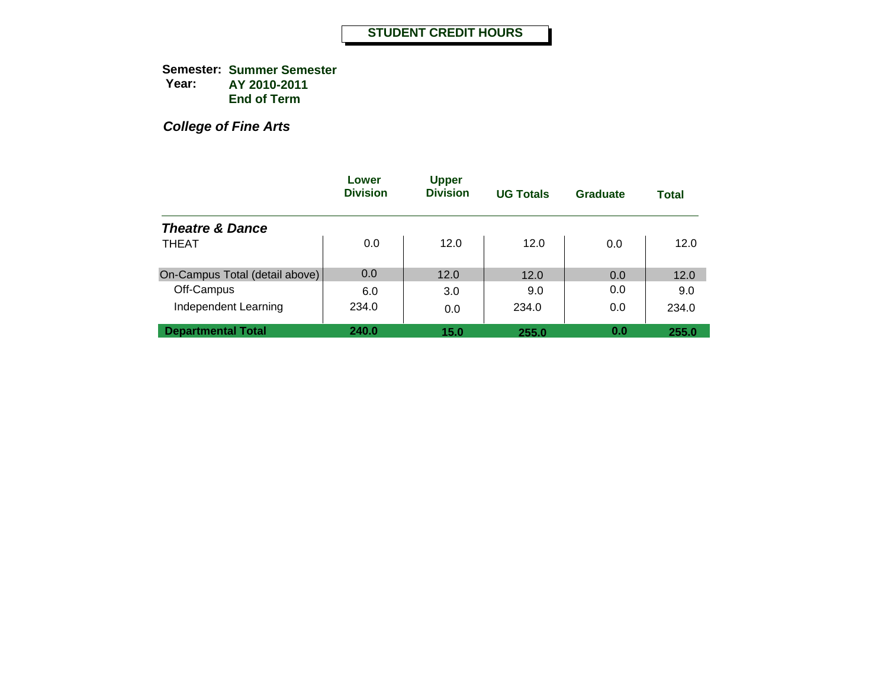# STUDENT CREDIT HOURS

**Semester:** **Summer Semester**
**Year:** **AY 2010-2011**
**End of Term**

***College of Fine Arts***

| | Lower Division | Upper Division | UG Totals | Graduate | Total |
|---|---|---|---|---|---|
| ***Theatre & Dance*** | | | | | |
| THEAT | 0.0 | 12.0 | 12.0 | 0.0 | 12.0 |
| On-Campus Total (detail above) | 0.0 | 12.0 | 12.0 | 0.0 | 12.0 |
| Off-Campus | 6.0 | 3.0 | 9.0 | 0.0 | 9.0 |
| Independent Learning | 234.0 | 0.0 | 234.0 | 0.0 | 234.0 |
| **Departmental Total** | **240.0** | **15.0** | **255.0** | **0.0** | **255.0** |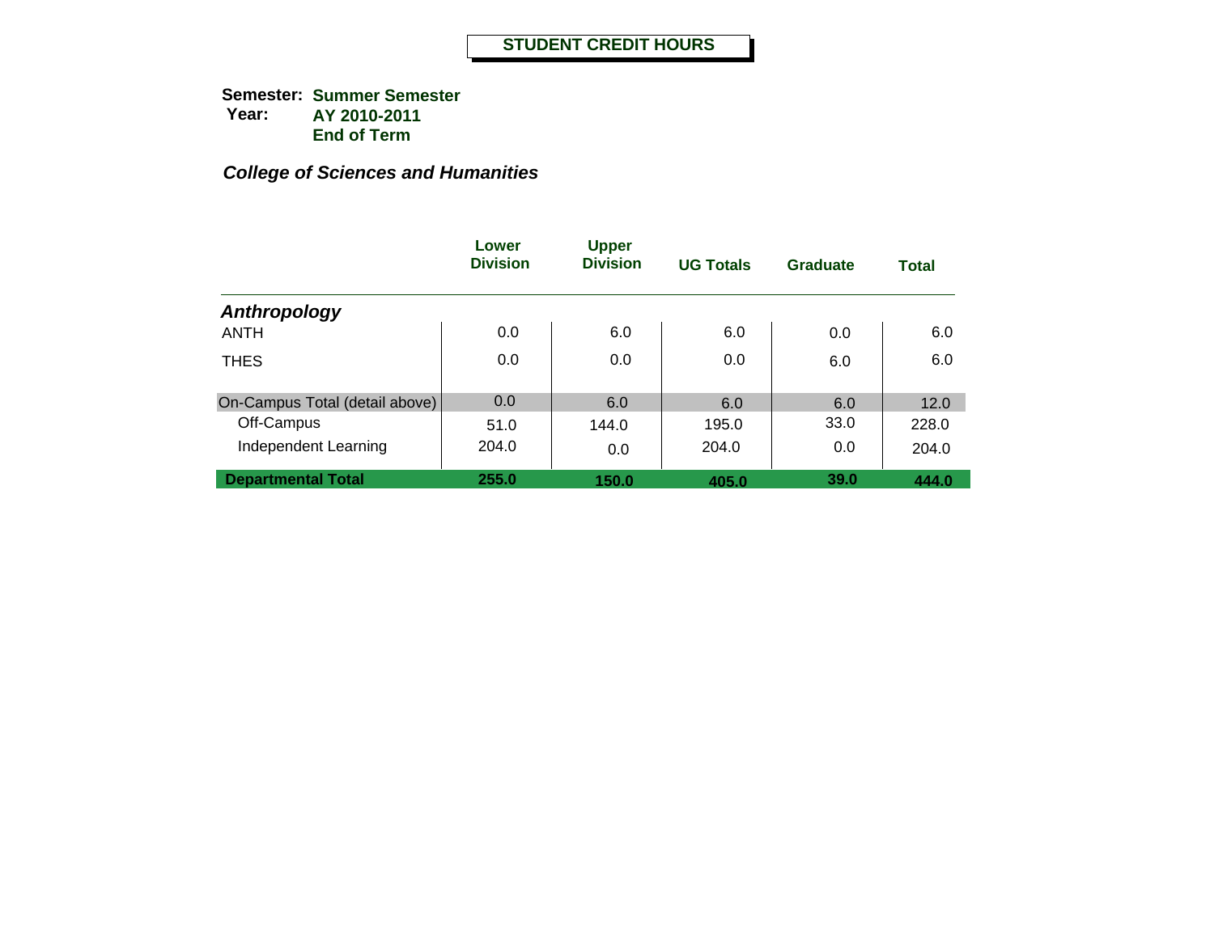# STUDENT CREDIT HOURS

**Semester:** **Summer Semester**
**Year:** **AY 2010-2011**
**End of Term**

### *College of Sciences and Humanities*

| | Lower Division | Upper Division | UG Totals | Graduate | Total |
|---|---|---|---|---|---|
| ***Anthropology*** | | | | | |
| ANTH | 0.0 | 6.0 | 6.0 | 0.0 | 6.0 |
| THES | 0.0 | 0.0 | 0.0 | 6.0 | 6.0 |
| On-Campus Total (detail above) | 0.0 | 6.0 | 6.0 | 6.0 | 12.0 |
| Off-Campus | 51.0 | 144.0 | 195.0 | 33.0 | 228.0 |
| Independent Learning | 204.0 | 0.0 | 204.0 | 0.0 | 204.0 |
| **Departmental Total** | **255.0** | **150.0** | **405.0** | **39.0** | **444.0** |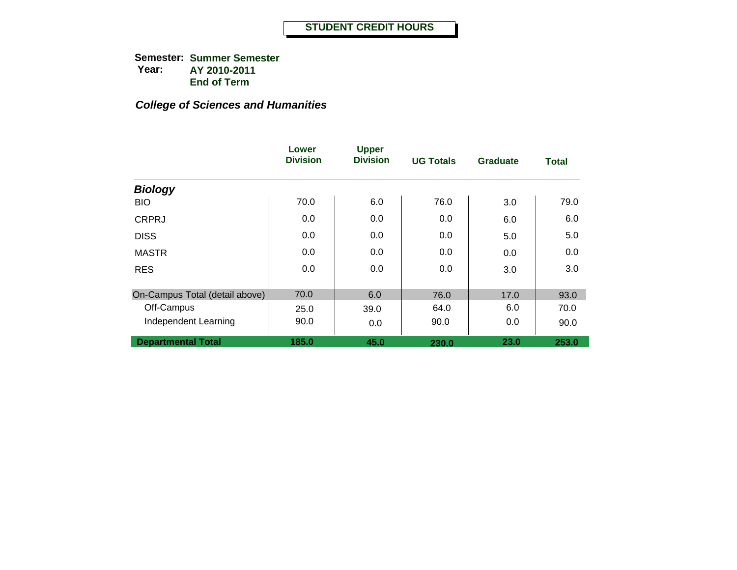**STUDENT CREDIT HOURS**

**Semester:** **Summer Semester**
**Year:** **AY 2010-2011**
**End of Term**

***College of Sciences and Humanities***

| | Lower Division | Upper Division | UG Totals | Graduate | Total |
|---|---|---|---|---|---|
| ***Biology*** | | | | | |
| BIO | 70.0 | 6.0 | 76.0 | 3.0 | 79.0 |
| CRPRJ | 0.0 | 0.0 | 0.0 | 6.0 | 6.0 |
| DISS | 0.0 | 0.0 | 0.0 | 5.0 | 5.0 |
| MASTR | 0.0 | 0.0 | 0.0 | 0.0 | 0.0 |
| RES | 0.0 | 0.0 | 0.0 | 3.0 | 3.0 |
| On-Campus Total (detail above) | 70.0 | 6.0 | 76.0 | 17.0 | 93.0 |
| Off-Campus | 25.0 | 39.0 | 64.0 | 6.0 | 70.0 |
| Independent Learning | 90.0 | 0.0 | 90.0 | 0.0 | 90.0 |
| **Departmental Total** | **185.0** | **45.0** | **230.0** | **23.0** | **253.0** |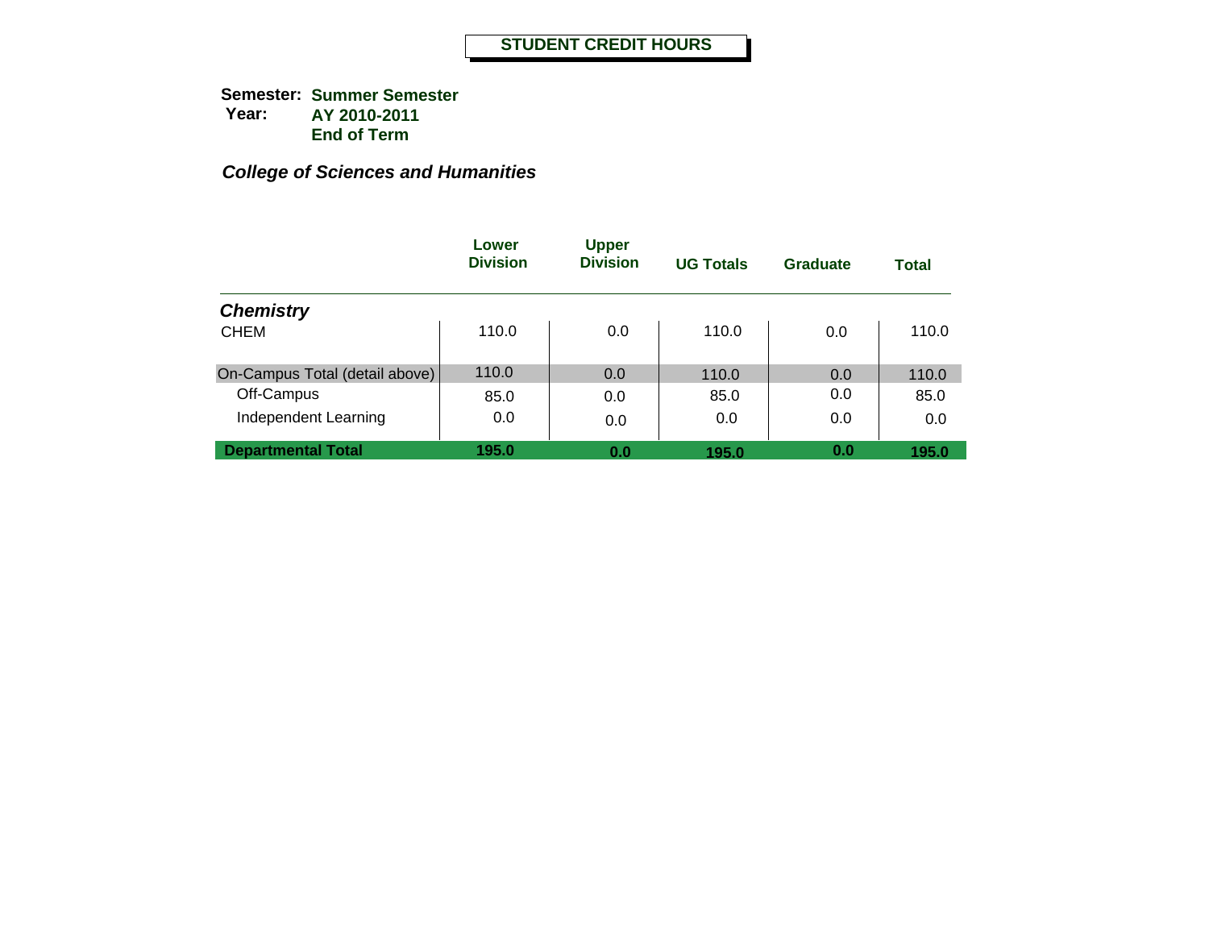# STUDENT CREDIT HOURS

**Semester:** **Summer Semester**
**Year:** **AY 2010-2011**
**End of Term**

***College of Sciences and Humanities***

| | Lower Division | Upper Division | UG Totals | Graduate | Total |
|---|---|---|---|---|---|
| ***Chemistry*** | | | | | |
| CHEM | 110.0 | 0.0 | 110.0 | 0.0 | 110.0 |
| On-Campus Total (detail above) | 110.0 | 0.0 | 110.0 | 0.0 | 110.0 |
| Off-Campus | 85.0 | 0.0 | 85.0 | 0.0 | 85.0 |
| Independent Learning | 0.0 | 0.0 | 0.0 | 0.0 | 0.0 |
| **Departmental Total** | **195.0** | **0.0** | **195.0** | **0.0** | **195.0** |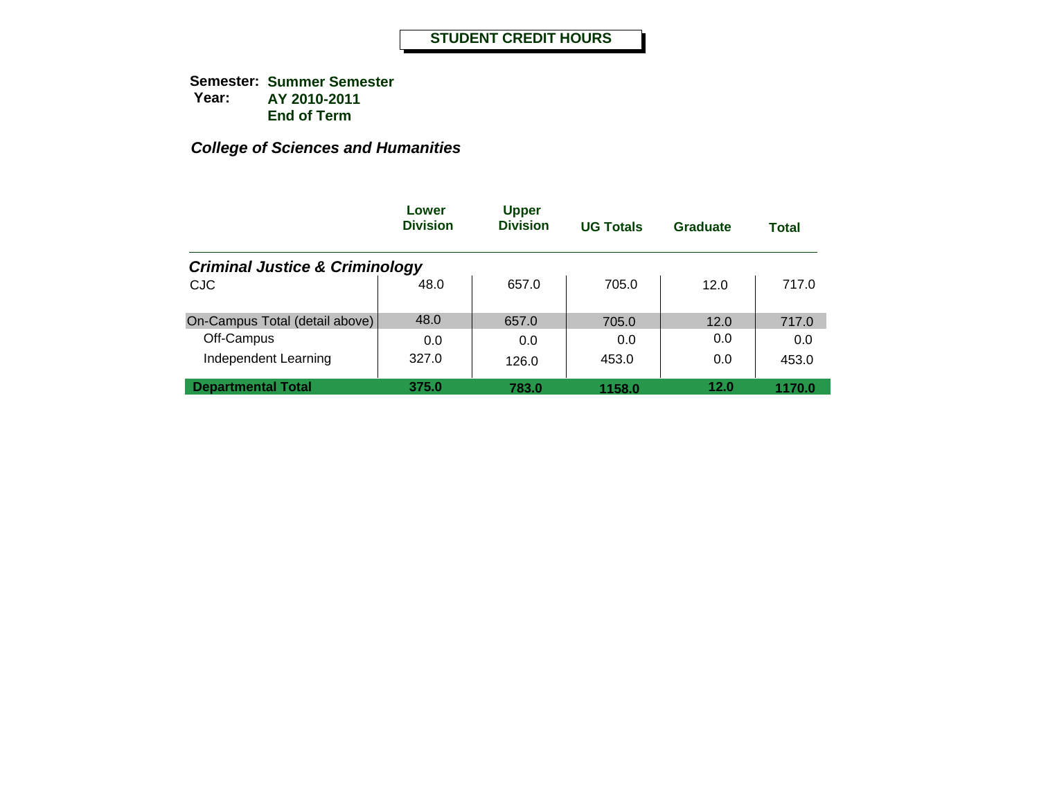# STUDENT CREDIT HOURS

**Semester:** **Summer Semester**
**Year:** **AY 2010-2011**
**End of Term**

### *College of Sciences and Humanities*

| | Lower Division | Upper Division | UG Totals | Graduate | Total |
|---|---|---|---|---|---|
| ***Criminal Justice & Criminology*** | | | | | |
| CJC | 48.0 | 657.0 | 705.0 | 12.0 | 717.0 |
| On-Campus Total (detail above) | 48.0 | 657.0 | 705.0 | 12.0 | 717.0 |
| Off-Campus | 0.0 | 0.0 | 0.0 | 0.0 | 0.0 |
| Independent Learning | 327.0 | 126.0 | 453.0 | 0.0 | 453.0 |
| **Departmental Total** | **375.0** | **783.0** | **1158.0** | **12.0** | **1170.0** |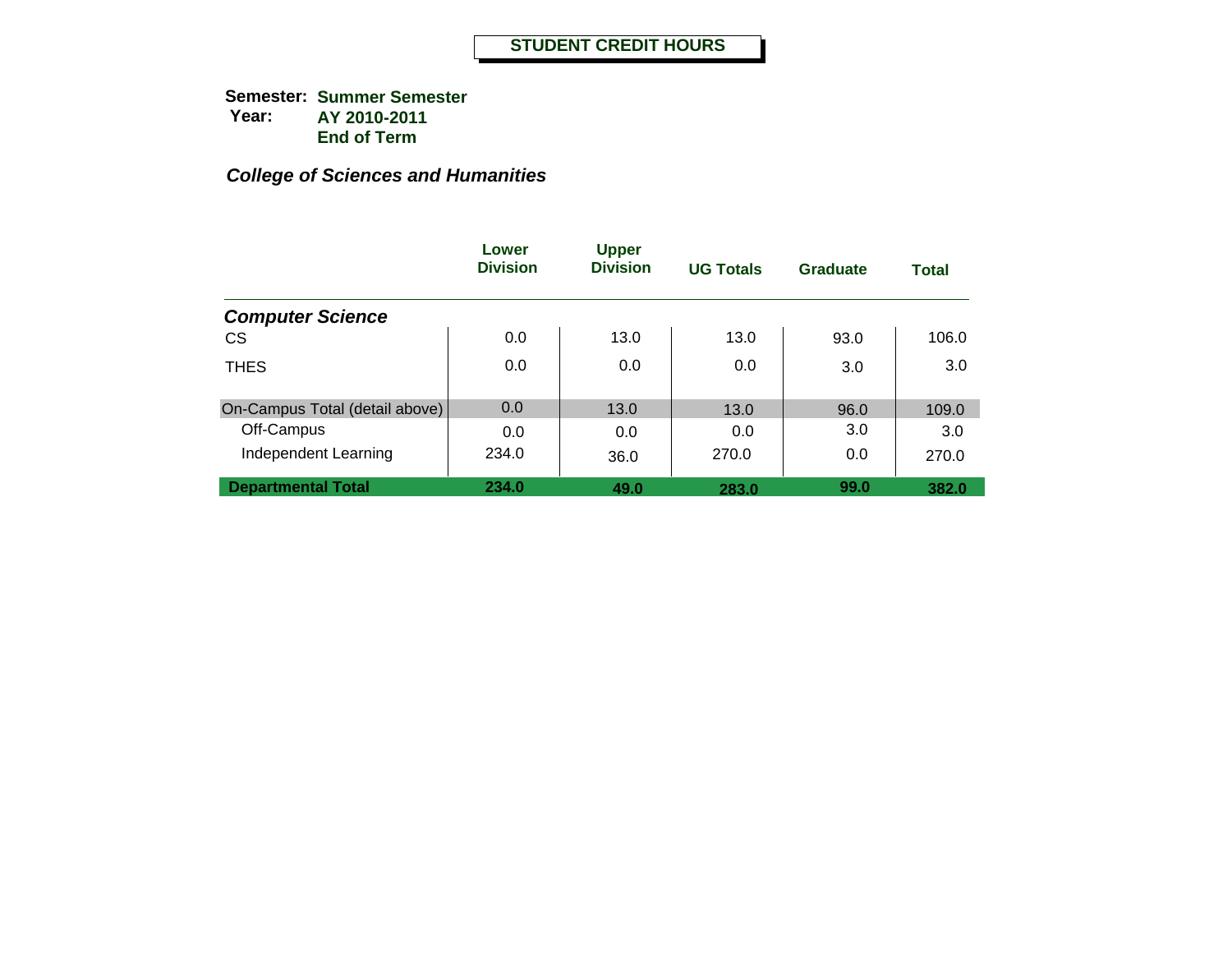# STUDENT CREDIT HOURS

**Semester:** **Summer Semester**
**Year:** **AY 2010-2011**
**End of Term**

***College of Sciences and Humanities***

| | Lower Division | Upper Division | UG Totals | Graduate | Total |
|---|---|---|---|---|---|
| ***Computer Science*** | | | | | |
| CS | 0.0 | 13.0 | 13.0 | 93.0 | 106.0 |
| THES | 0.0 | 0.0 | 0.0 | 3.0 | 3.0 |
| On-Campus Total (detail above) | 0.0 | 13.0 | 13.0 | 96.0 | 109.0 |
| Off-Campus | 0.0 | 0.0 | 0.0 | 3.0 | 3.0 |
| Independent Learning | 234.0 | 36.0 | 270.0 | 0.0 | 270.0 |
| **Departmental Total** | **234.0** | **49.0** | **283.0** | **99.0** | **382.0** |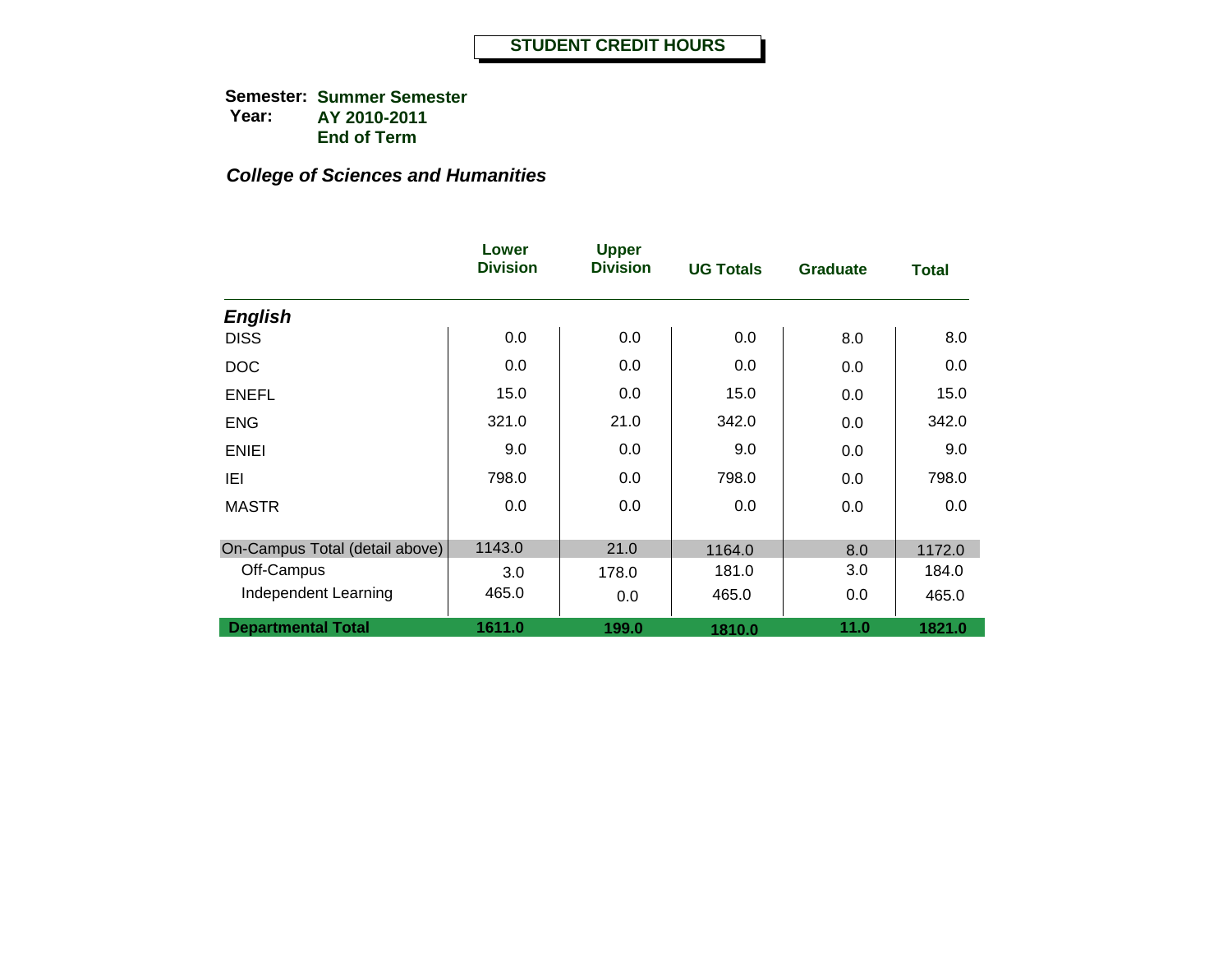# STUDENT CREDIT HOURS

**Semester:** **Summer Semester**
**Year:** **AY 2010-2011**
**End of Term**

***College of Sciences and Humanities***

| | Lower Division | Upper Division | UG Totals | Graduate | Total |
|---|---|---|---|---|---|
| ***English*** | | | | | |
| DISS | 0.0 | 0.0 | 0.0 | 8.0 | 8.0 |
| DOC | 0.0 | 0.0 | 0.0 | 0.0 | 0.0 |
| ENEFL | 15.0 | 0.0 | 15.0 | 0.0 | 15.0 |
| ENG | 321.0 | 21.0 | 342.0 | 0.0 | 342.0 |
| ENIEI | 9.0 | 0.0 | 9.0 | 0.0 | 9.0 |
| IEI | 798.0 | 0.0 | 798.0 | 0.0 | 798.0 |
| MASTR | 0.0 | 0.0 | 0.0 | 0.0 | 0.0 |
| On-Campus Total (detail above) | 1143.0 | 21.0 | 1164.0 | 8.0 | 1172.0 |
| Off-Campus | 3.0 | 178.0 | 181.0 | 3.0 | 184.0 |
| Independent Learning | 465.0 | 0.0 | 465.0 | 0.0 | 465.0 |
| **Departmental Total** | **1611.0** | **199.0** | **1810.0** | **11.0** | **1821.0** |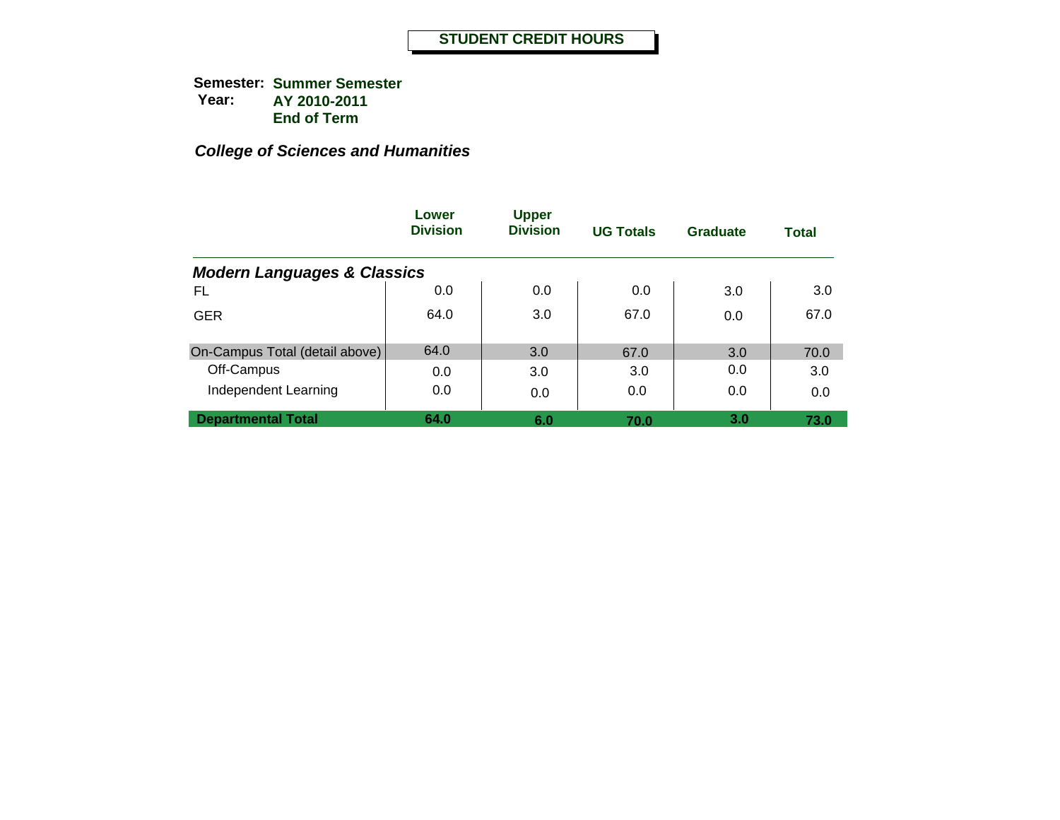# STUDENT CREDIT HOURS

**Semester:** **Summer Semester**
**Year:** **AY 2010-2011**
**End of Term**

***College of Sciences and Humanities***

| | Lower Division | Upper Division | UG Totals | Graduate | Total |
|---|---|---|---|---|---|
| ***Modern Languages & Classics*** | | | | | |
| FL | 0.0 | 0.0 | 0.0 | 3.0 | 3.0 |
| GER | 64.0 | 3.0 | 67.0 | 0.0 | 67.0 |
| On-Campus Total (detail above) | 64.0 | 3.0 | 67.0 | 3.0 | 70.0 |
| Off-Campus | 0.0 | 3.0 | 3.0 | 0.0 | 3.0 |
| Independent Learning | 0.0 | 0.0 | 0.0 | 0.0 | 0.0 |
| **Departmental Total** | **64.0** | **6.0** | **70.0** | **3.0** | **73.0** |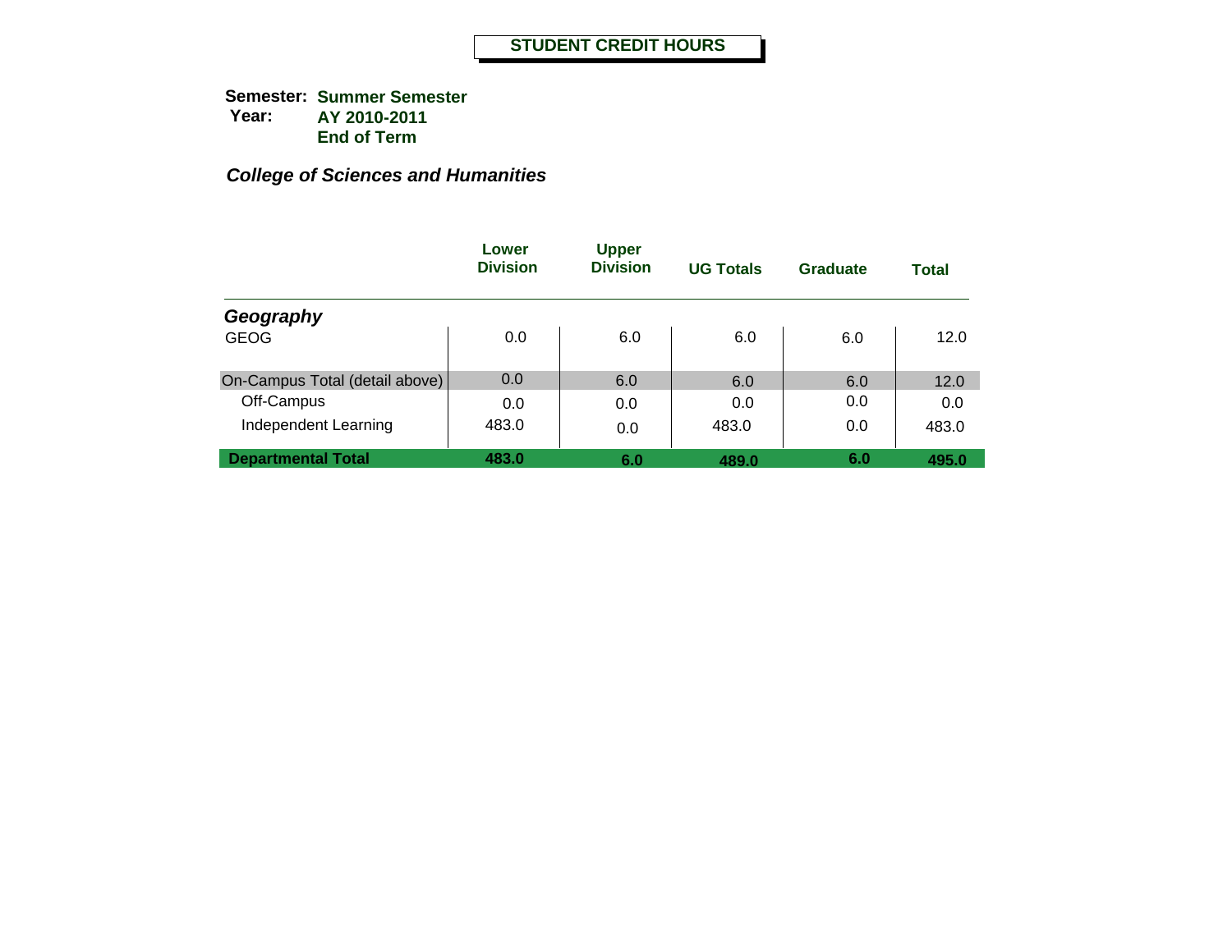# STUDENT CREDIT HOURS

**Semester:** **Summer Semester**
**Year:** **AY 2010-2011**
**End of Term**

***College of Sciences and Humanities***

| | Lower Division | Upper Division | UG Totals | Graduate | Total |
|---|---|---|---|---|---|
| ***Geography*** | | | | | |
| GEOG | 0.0 | 6.0 | 6.0 | 6.0 | 12.0 |
| On-Campus Total (detail above) | 0.0 | 6.0 | 6.0 | 6.0 | 12.0 |
| Off-Campus | 0.0 | 0.0 | 0.0 | 0.0 | 0.0 |
| Independent Learning | 483.0 | 0.0 | 483.0 | 0.0 | 483.0 |
| **Departmental Total** | **483.0** | **6.0** | **489.0** | **6.0** | **495.0** |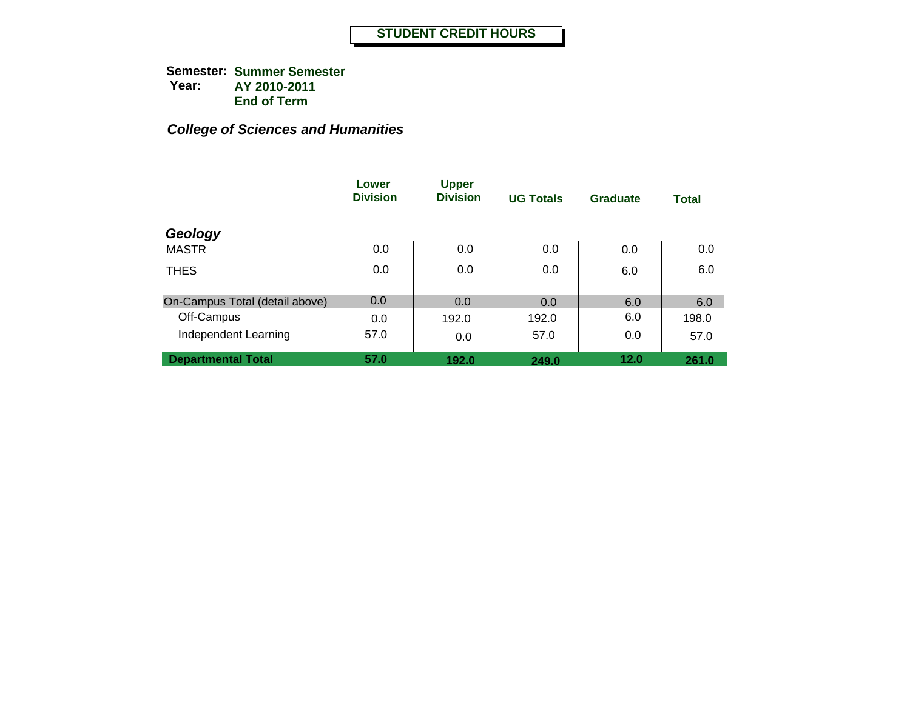## STUDENT CREDIT HOURS

**Semester:** **Summer Semester**
**Year:** **AY 2010-2011**
**End of Term**

***College of Sciences and Humanities***

| | Lower Division | Upper Division | UG Totals | Graduate | Total |
|---|---|---|---|---|---|
| ***Geology*** | | | | | |
| MASTR | 0.0 | 0.0 | 0.0 | 0.0 | 0.0 |
| THES | 0.0 | 0.0 | 0.0 | 6.0 | 6.0 |
| On-Campus Total (detail above) | 0.0 | 0.0 | 0.0 | 6.0 | 6.0 |
| Off-Campus | 0.0 | 192.0 | 192.0 | 6.0 | 198.0 |
| Independent Learning | 57.0 | 0.0 | 57.0 | 0.0 | 57.0 |
| **Departmental Total** | **57.0** | **192.0** | **249.0** | **12.0** | **261.0** |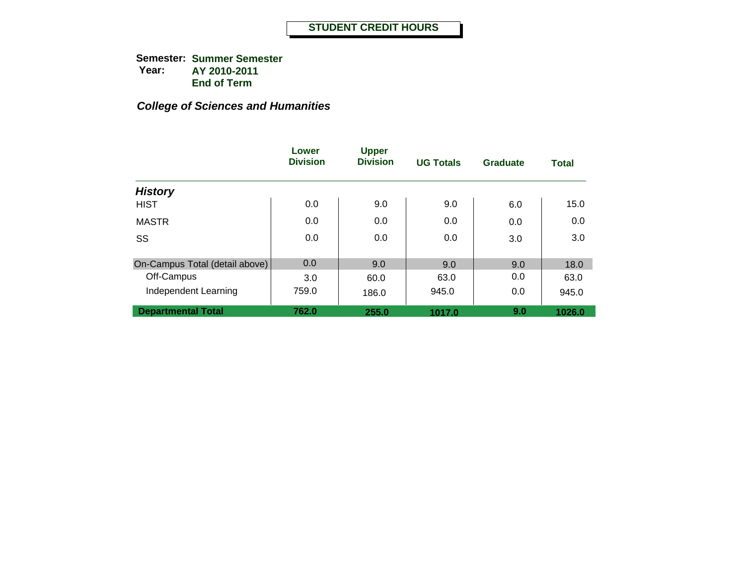# STUDENT CREDIT HOURS

**Semester:** **Summer Semester**
**Year:** **AY 2010-2011**
**End of Term**

***College of Sciences and Humanities***

| | Lower Division | Upper Division | UG Totals | Graduate | Total |
|---|---|---|---|---|---|
| ***History*** | | | | | |
| HIST | 0.0 | 9.0 | 9.0 | 6.0 | 15.0 |
| MASTR | 0.0 | 0.0 | 0.0 | 0.0 | 0.0 |
| SS | 0.0 | 0.0 | 0.0 | 3.0 | 3.0 |
| On-Campus Total (detail above) | 0.0 | 9.0 | 9.0 | 9.0 | 18.0 |
| Off-Campus | 3.0 | 60.0 | 63.0 | 0.0 | 63.0 |
| Independent Learning | 759.0 | 186.0 | 945.0 | 0.0 | 945.0 |
| **Departmental Total** | **762.0** | **255.0** | **1017.0** | **9.0** | **1026.0** |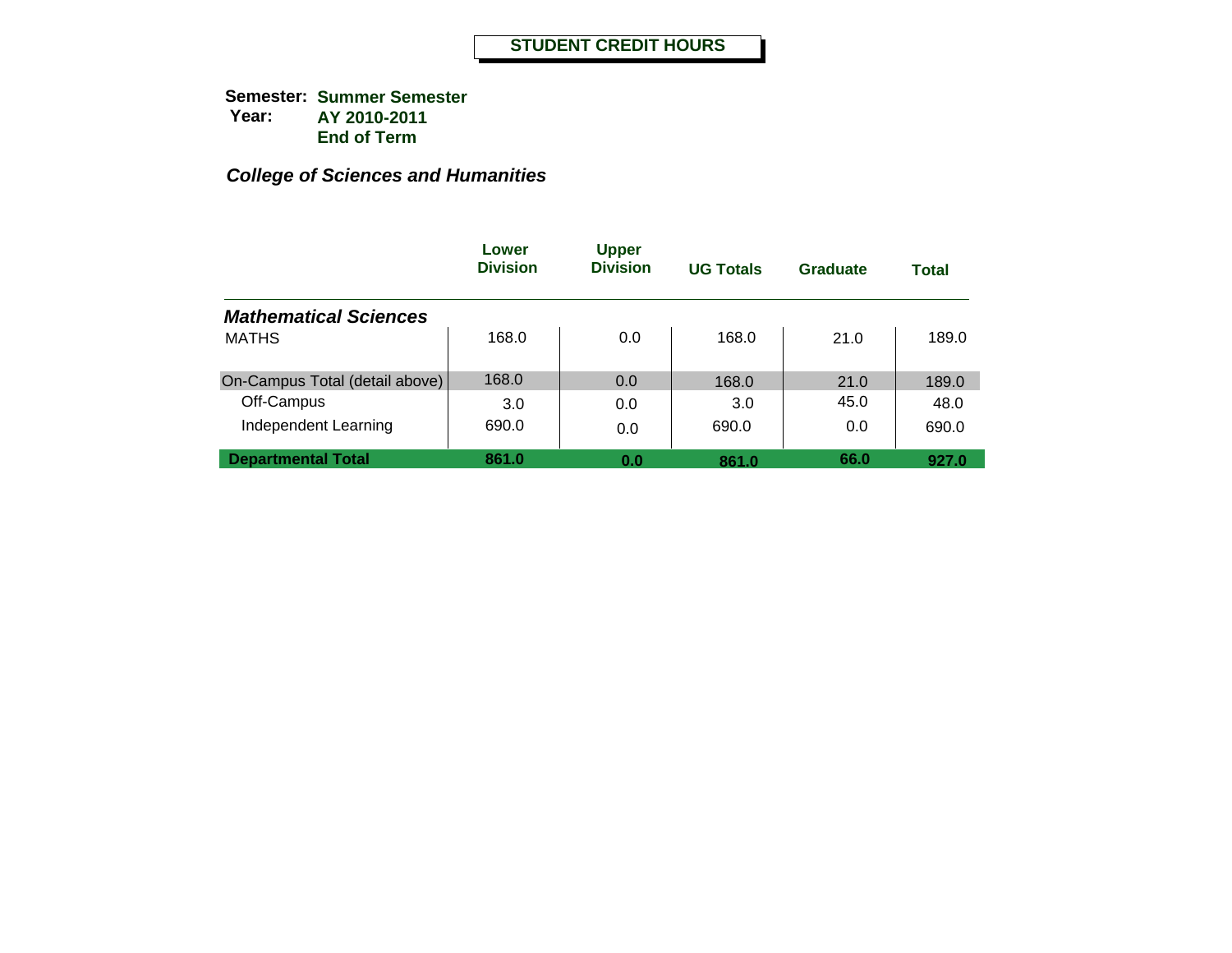# STUDENT CREDIT HOURS

**Semester:** **Summer Semester**
**Year:** **AY 2010-2011**
**End of Term**

***College of Sciences and Humanities***

| | Lower Division | Upper Division | UG Totals | Graduate | Total |
|---|---|---|---|---|---|
| ***Mathematical Sciences*** | | | | | |
| MATHS | 168.0 | 0.0 | 168.0 | 21.0 | 189.0 |
| On-Campus Total (detail above) | 168.0 | 0.0 | 168.0 | 21.0 | 189.0 |
| Off-Campus | 3.0 | 0.0 | 3.0 | 45.0 | 48.0 |
| Independent Learning | 690.0 | 0.0 | 690.0 | 0.0 | 690.0 |
| **Departmental Total** | **861.0** | **0.0** | **861.0** | **66.0** | **927.0** |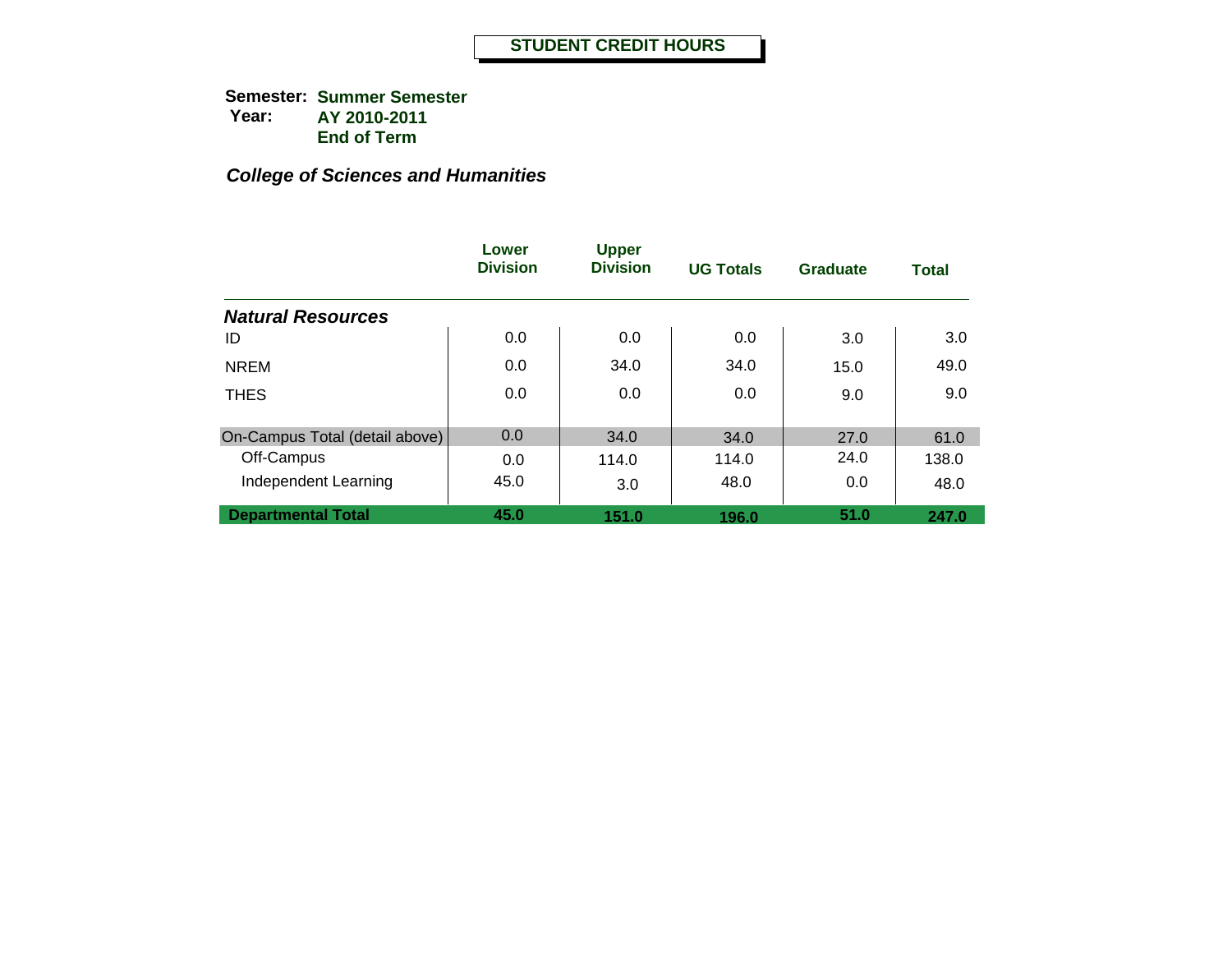# STUDENT CREDIT HOURS

**Semester:** **Summer Semester**
**Year:** **AY 2010-2011**
**End of Term**

***College of Sciences and Humanities***

| | Lower Division | Upper Division | UG Totals | Graduate | Total |
|---|---|---|---|---|---|
| ***Natural Resources*** | | | | | |
| ID | 0.0 | 0.0 | 0.0 | 3.0 | 3.0 |
| NREM | 0.0 | 34.0 | 34.0 | 15.0 | 49.0 |
| THES | 0.0 | 0.0 | 0.0 | 9.0 | 9.0 |
| On-Campus Total (detail above) | 0.0 | 34.0 | 34.0 | 27.0 | 61.0 |
| Off-Campus | 0.0 | 114.0 | 114.0 | 24.0 | 138.0 |
| Independent Learning | 45.0 | 3.0 | 48.0 | 0.0 | 48.0 |
| **Departmental Total** | **45.0** | **151.0** | **196.0** | **51.0** | **247.0** |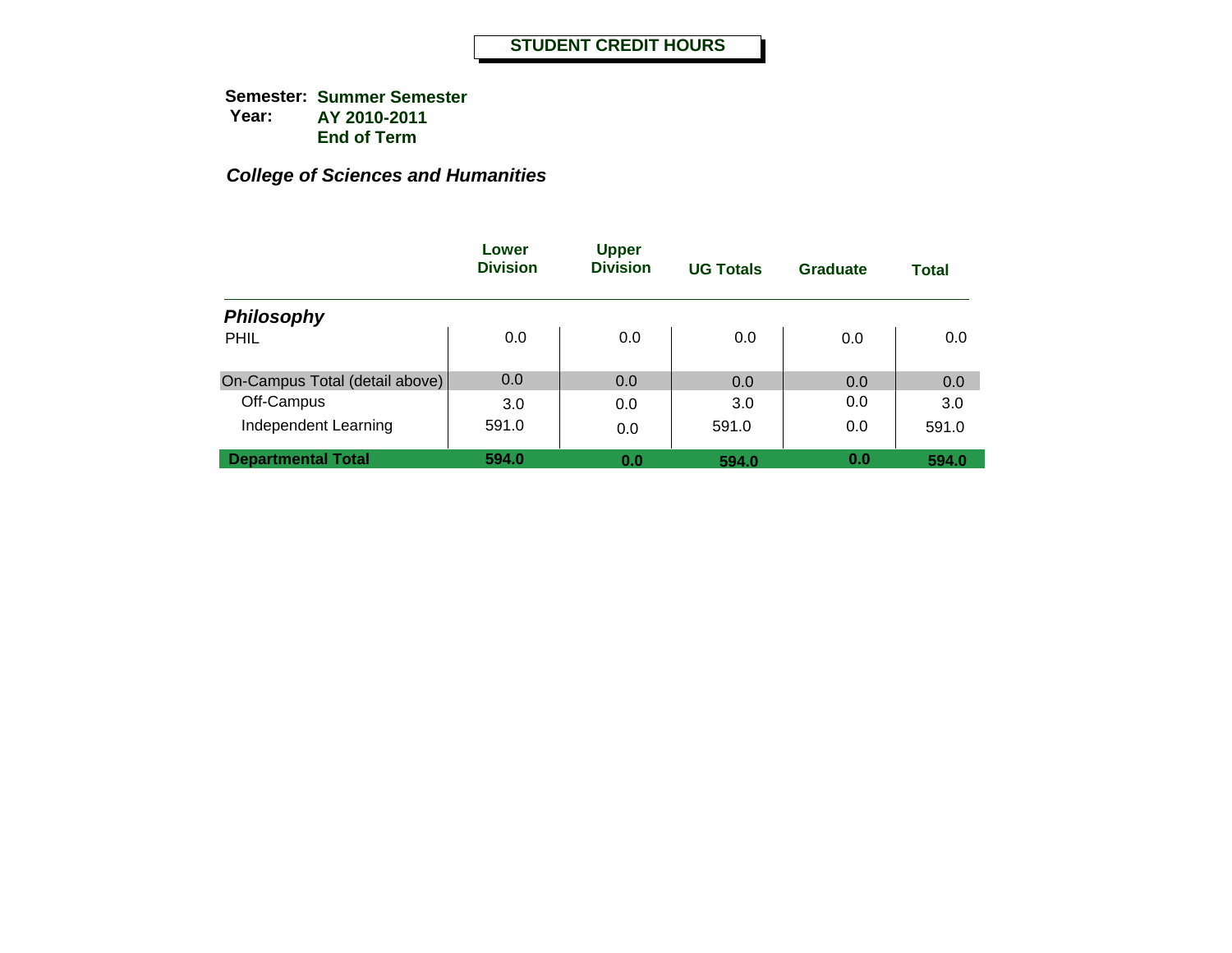# STUDENT CREDIT HOURS

**Semester:** **Summer Semester**
**Year:** **AY 2010-2011**
**End of Term**

### *College of Sciences and Humanities*

| | Lower Division | Upper Division | UG Totals | Graduate | Total |
|---|---|---|---|---|---|
| ***Philosophy*** | | | | | |
| PHIL | 0.0 | 0.0 | 0.0 | 0.0 | 0.0 |
| On-Campus Total (detail above) | 0.0 | 0.0 | 0.0 | 0.0 | 0.0 |
| Off-Campus | 3.0 | 0.0 | 3.0 | 0.0 | 3.0 |
| Independent Learning | 591.0 | 0.0 | 591.0 | 0.0 | 591.0 |
| **Departmental Total** | **594.0** | **0.0** | **594.0** | **0.0** | **594.0** |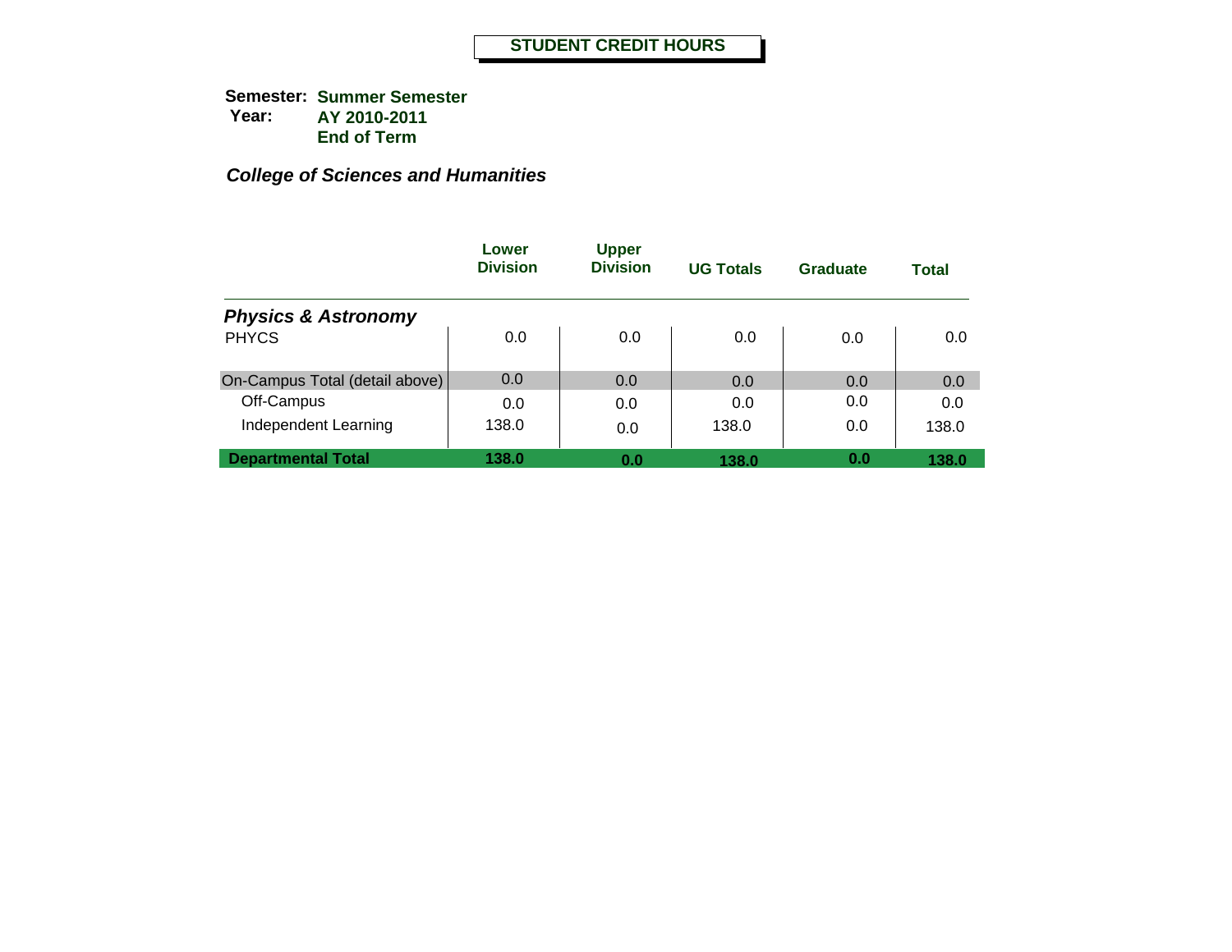**STUDENT CREDIT HOURS**

**Semester:** **Summer Semester**
**Year:** **AY 2010-2011**
**End of Term**

***College of Sciences and Humanities***

| | Lower Division | Upper Division | UG Totals | Graduate | Total |
|---|---|---|---|---|---|
| ***Physics & Astronomy*** | | | | | |
| PHYCS | 0.0 | 0.0 | 0.0 | 0.0 | 0.0 |
| On-Campus Total (detail above) | 0.0 | 0.0 | 0.0 | 0.0 | 0.0 |
| Off-Campus | 0.0 | 0.0 | 0.0 | 0.0 | 0.0 |
| Independent Learning | 138.0 | 0.0 | 138.0 | 0.0 | 138.0 |
| **Departmental Total** | **138.0** | **0.0** | **138.0** | **0.0** | **138.0** |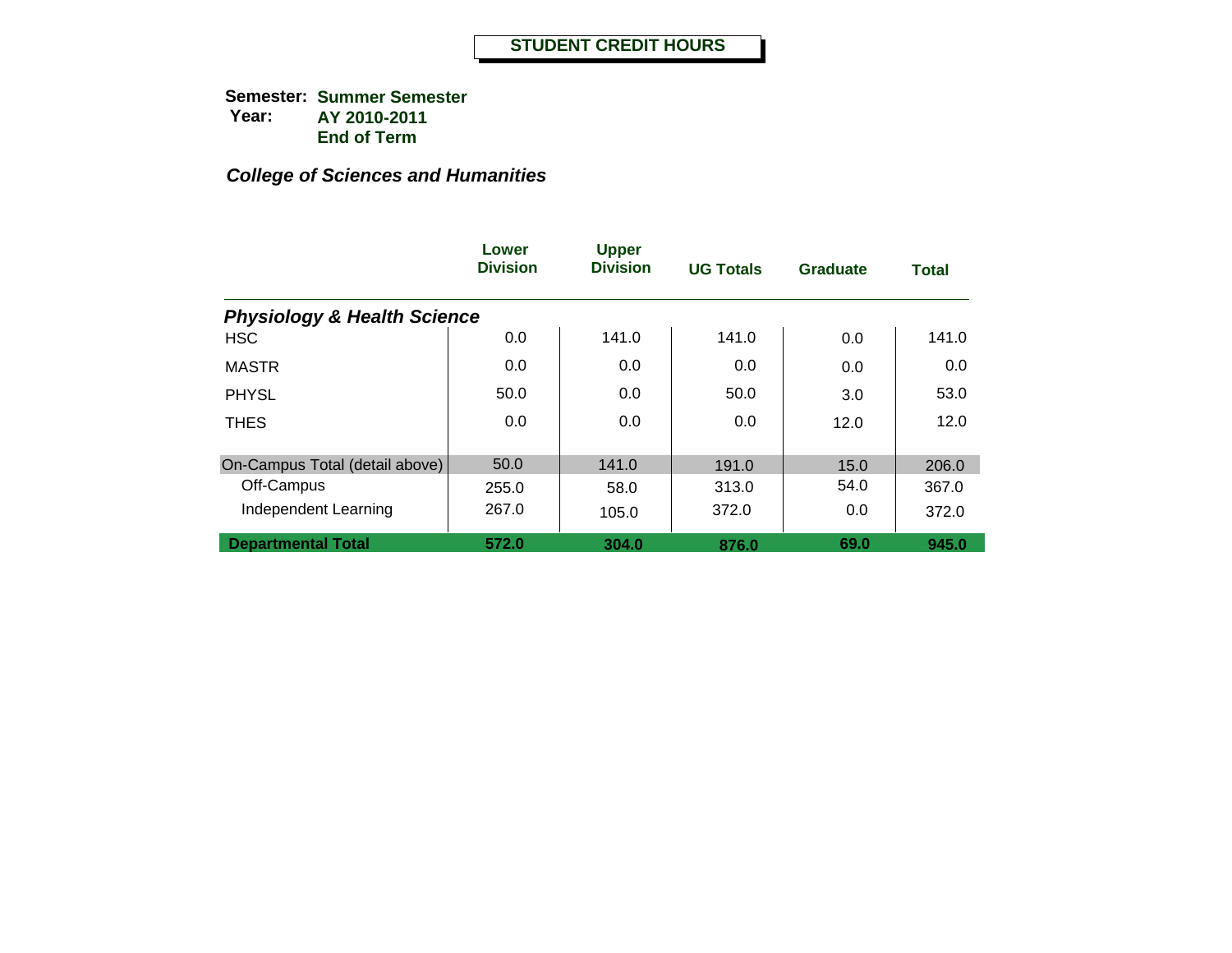## STUDENT CREDIT HOURS

**Semester:** **Summer Semester**
**Year:** **AY 2010-2011**
**End of Term**

***College of Sciences and Humanities***

| | Lower Division | Upper Division | UG Totals | Graduate | Total |
|---|---|---|---|---|---|
| ***Physiology & Health Science*** | | | | | |
| HSC | 0.0 | 141.0 | 141.0 | 0.0 | 141.0 |
| MASTR | 0.0 | 0.0 | 0.0 | 0.0 | 0.0 |
| PHYSL | 50.0 | 0.0 | 50.0 | 3.0 | 53.0 |
| THES | 0.0 | 0.0 | 0.0 | 12.0 | 12.0 |
| On-Campus Total (detail above) | 50.0 | 141.0 | 191.0 | 15.0 | 206.0 |
| Off-Campus | 255.0 | 58.0 | 313.0 | 54.0 | 367.0 |
| Independent Learning | 267.0 | 105.0 | 372.0 | 0.0 | 372.0 |
| **Departmental Total** | **572.0** | **304.0** | **876.0** | **69.0** | **945.0** |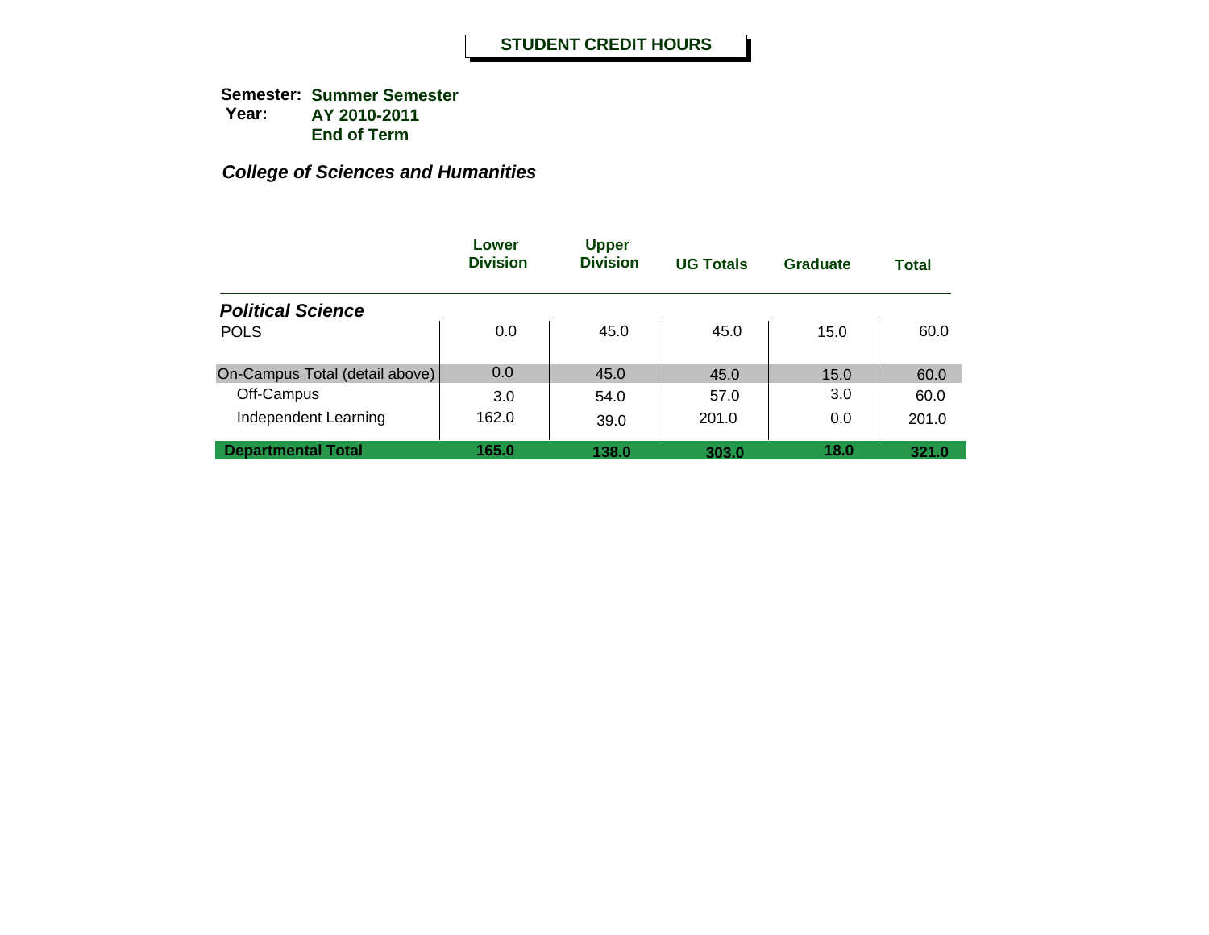# STUDENT CREDIT HOURS

**Semester:** **Summer Semester**
**Year:** **AY 2010-2011**
**End of Term**

***College of Sciences and Humanities***

| | Lower Division | Upper Division | UG Totals | Graduate | Total |
|---|---|---|---|---|---|
| ***Political Science*** | | | | | |
| POLS | 0.0 | 45.0 | 45.0 | 15.0 | 60.0 |
| On-Campus Total (detail above) | 0.0 | 45.0 | 45.0 | 15.0 | 60.0 |
| Off-Campus | 3.0 | 54.0 | 57.0 | 3.0 | 60.0 |
| Independent Learning | 162.0 | 39.0 | 201.0 | 0.0 | 201.0 |
| **Departmental Total** | **165.0** | **138.0** | **303.0** | **18.0** | **321.0** |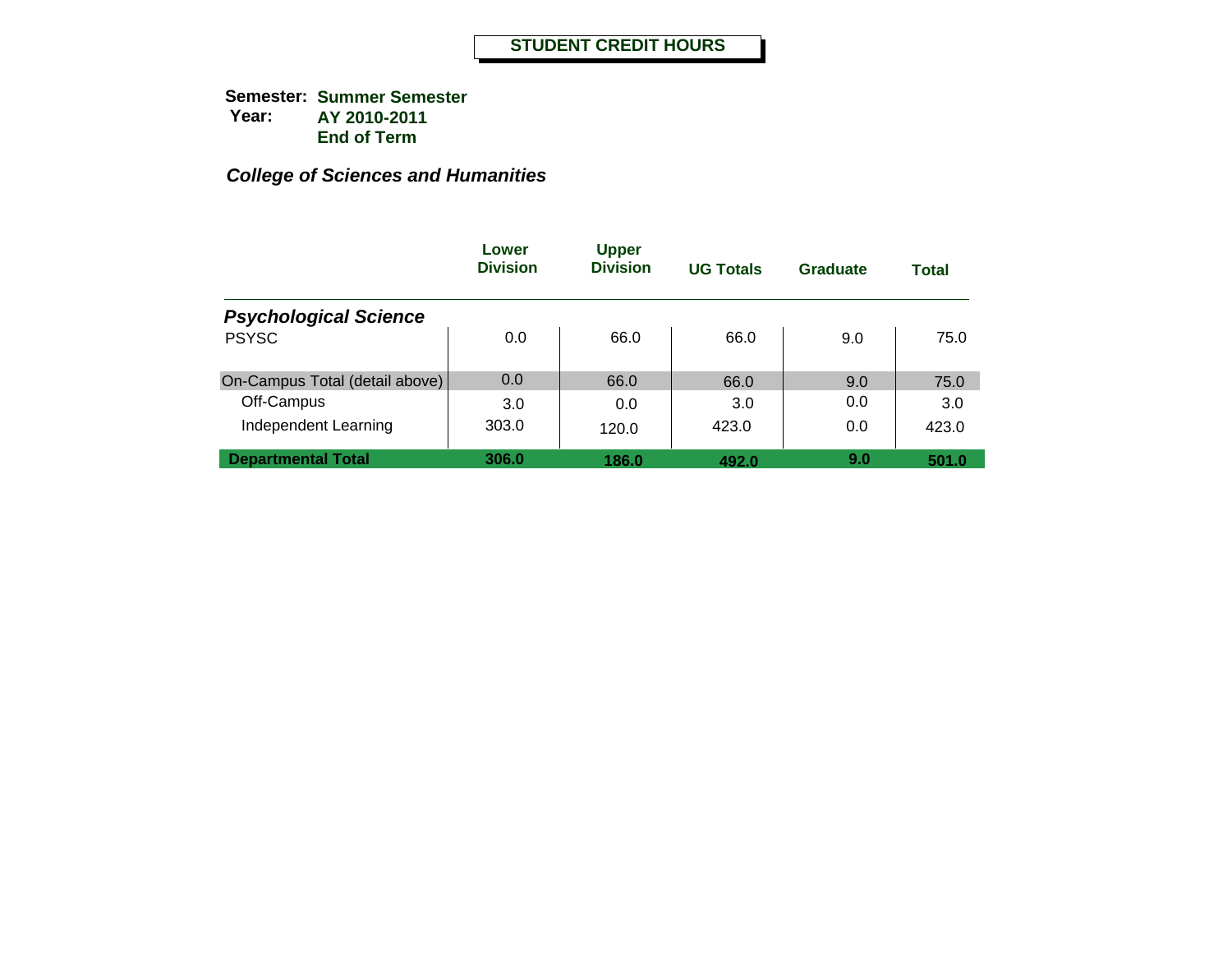# STUDENT CREDIT HOURS

**Semester:** **Summer Semester**
**Year:** **AY 2010-2011**
**End of Term**

***College of Sciences and Humanities***

| | Lower Division | Upper Division | UG Totals | Graduate | Total |
|---|---|---|---|---|---|
| ***Psychological Science*** | | | | | |
| PSYSC | 0.0 | 66.0 | 66.0 | 9.0 | 75.0 |
| On-Campus Total (detail above) | 0.0 | 66.0 | 66.0 | 9.0 | 75.0 |
| Off-Campus | 3.0 | 0.0 | 3.0 | 0.0 | 3.0 |
| Independent Learning | 303.0 | 120.0 | 423.0 | 0.0 | 423.0 |
| **Departmental Total** | **306.0** | **186.0** | **492.0** | **9.0** | **501.0** |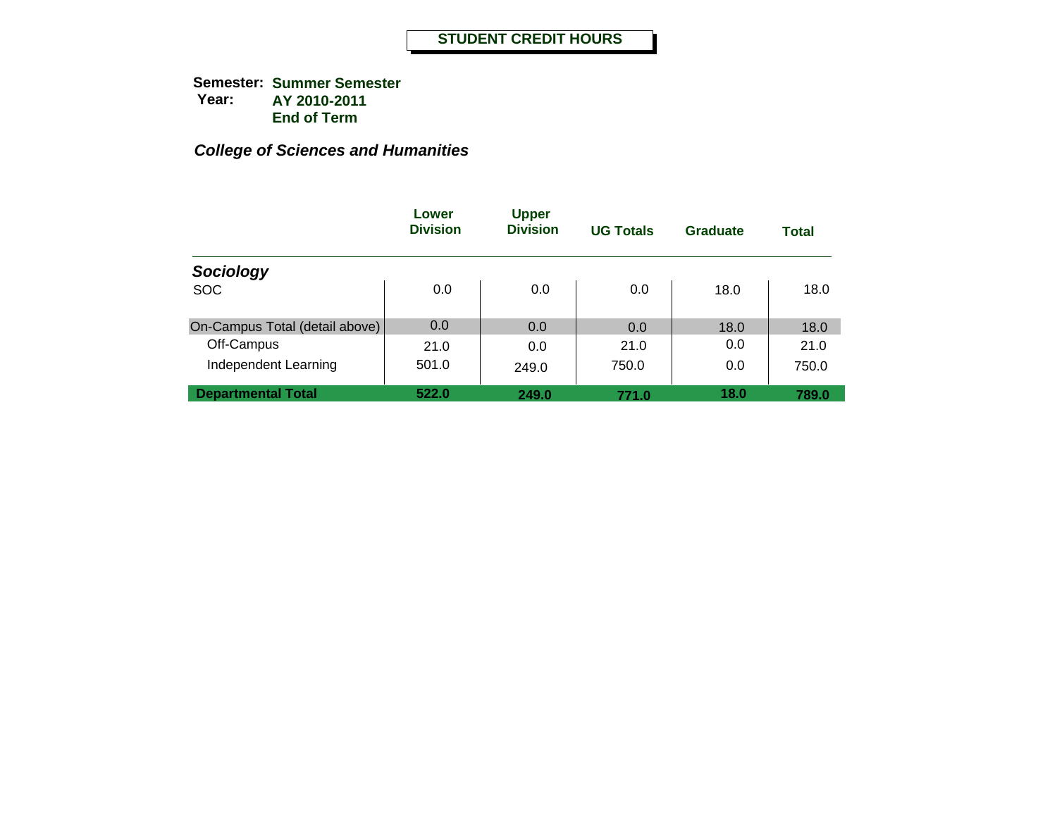# STUDENT CREDIT HOURS

**Semester:** **Summer Semester**
**Year:** **AY 2010-2011**
**End of Term**

***College of Sciences and Humanities***

| | Lower Division | Upper Division | UG Totals | Graduate | Total |
|---|---|---|---|---|---|
| ***Sociology*** | | | | | |
| SOC | 0.0 | 0.0 | 0.0 | 18.0 | 18.0 |
| On-Campus Total (detail above) | 0.0 | 0.0 | 0.0 | 18.0 | 18.0 |
| Off-Campus | 21.0 | 0.0 | 21.0 | 0.0 | 21.0 |
| Independent Learning | 501.0 | 249.0 | 750.0 | 0.0 | 750.0 |
| **Departmental Total** | **522.0** | **249.0** | **771.0** | **18.0** | **789.0** |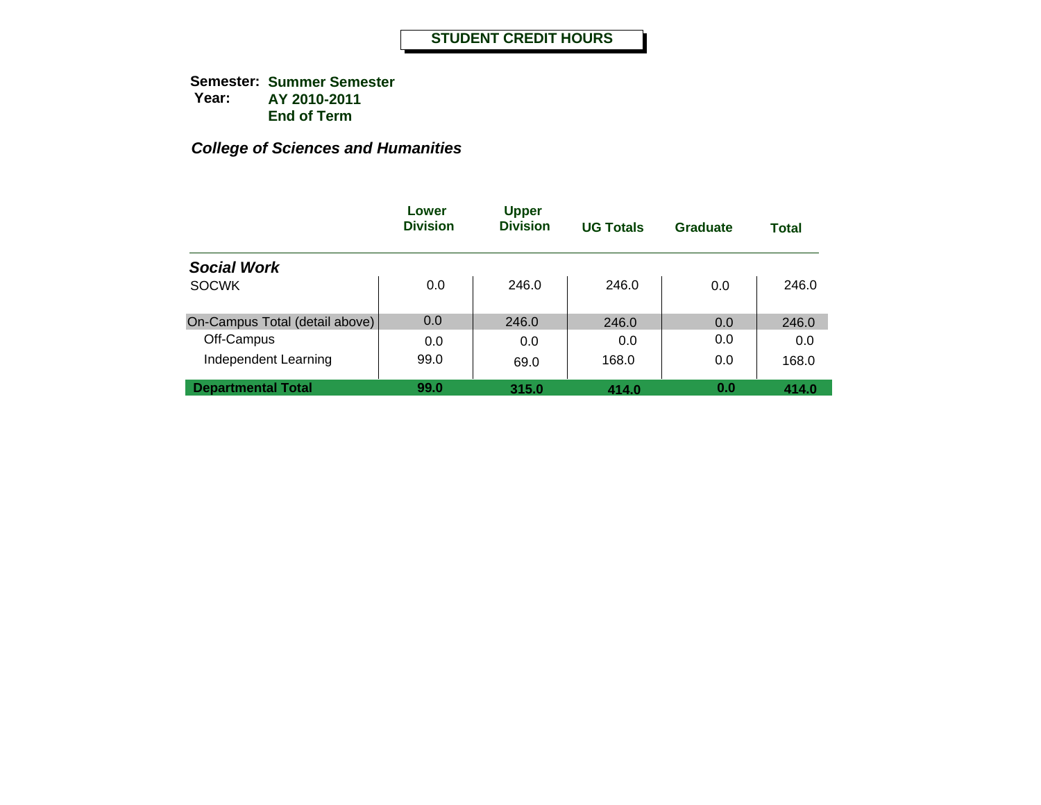# STUDENT CREDIT HOURS

**Semester:** **Summer Semester**
**Year:** **AY 2010-2011**
**End of Term**

***College of Sciences and Humanities***

| | Lower Division | Upper Division | UG Totals | Graduate | Total |
|---|---|---|---|---|---|
| ***Social Work*** | | | | | |
| SOCWK | 0.0 | 246.0 | 246.0 | 0.0 | 246.0 |
| On-Campus Total (detail above) | 0.0 | 246.0 | 246.0 | 0.0 | 246.0 |
| Off-Campus | 0.0 | 0.0 | 0.0 | 0.0 | 0.0 |
| Independent Learning | 99.0 | 69.0 | 168.0 | 0.0 | 168.0 |
| **Departmental Total** | **99.0** | **315.0** | **414.0** | **0.0** | **414.0** |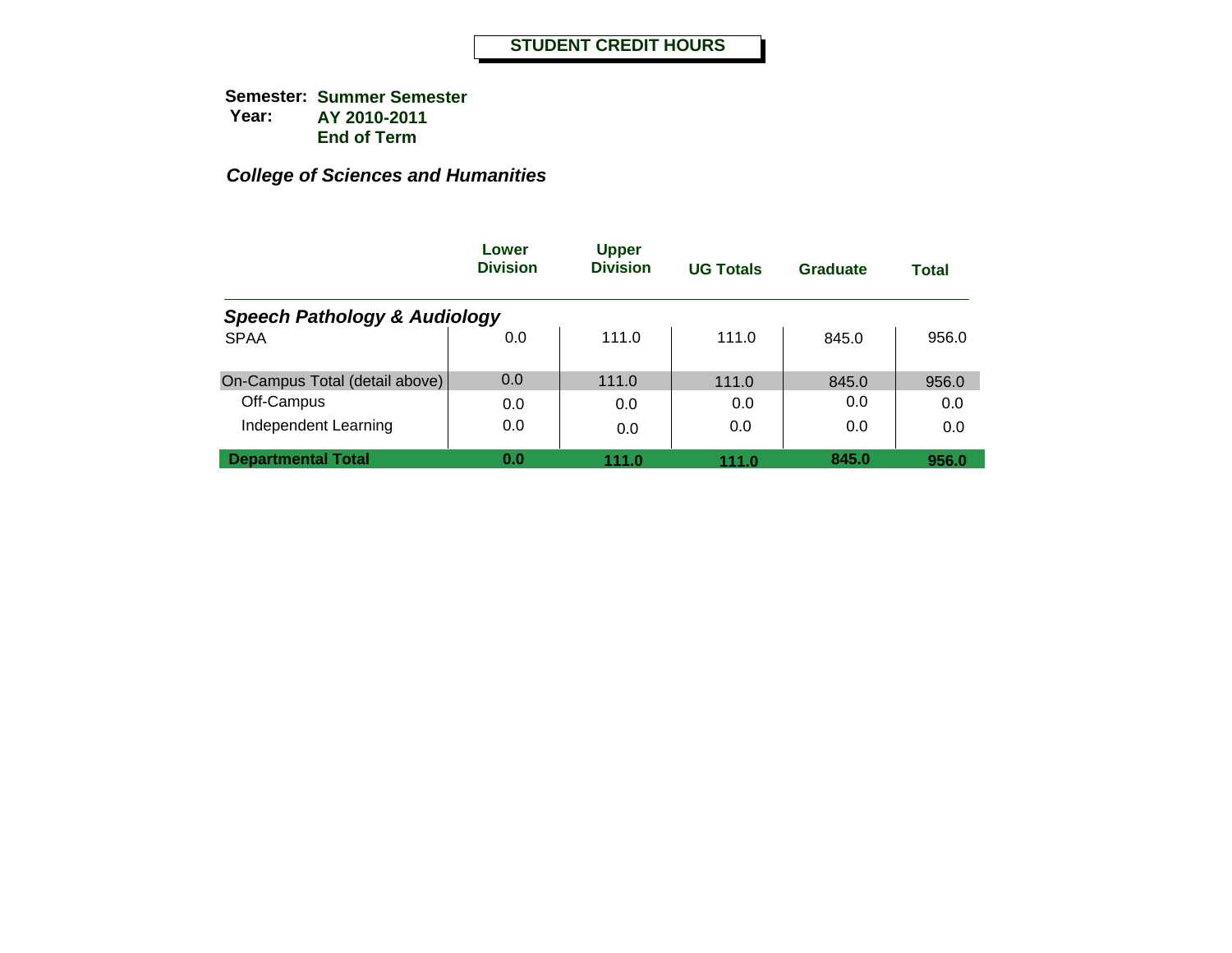# STUDENT CREDIT HOURS

**Semester:** **Summer Semester**
**Year:** **AY 2010-2011**
**End of Term**

***College of Sciences and Humanities***

| | Lower Division | Upper Division | UG Totals | Graduate | Total |
|---|---|---|---|---|---|
| ***Speech Pathology & Audiology*** | | | | | |
| SPAA | 0.0 | 111.0 | 111.0 | 845.0 | 956.0 |
| On-Campus Total (detail above) | 0.0 | 111.0 | 111.0 | 845.0 | 956.0 |
| Off-Campus | 0.0 | 0.0 | 0.0 | 0.0 | 0.0 |
| Independent Learning | 0.0 | 0.0 | 0.0 | 0.0 | 0.0 |
| **Departmental Total** | **0.0** | **111.0** | **111.0** | **845.0** | **956.0** |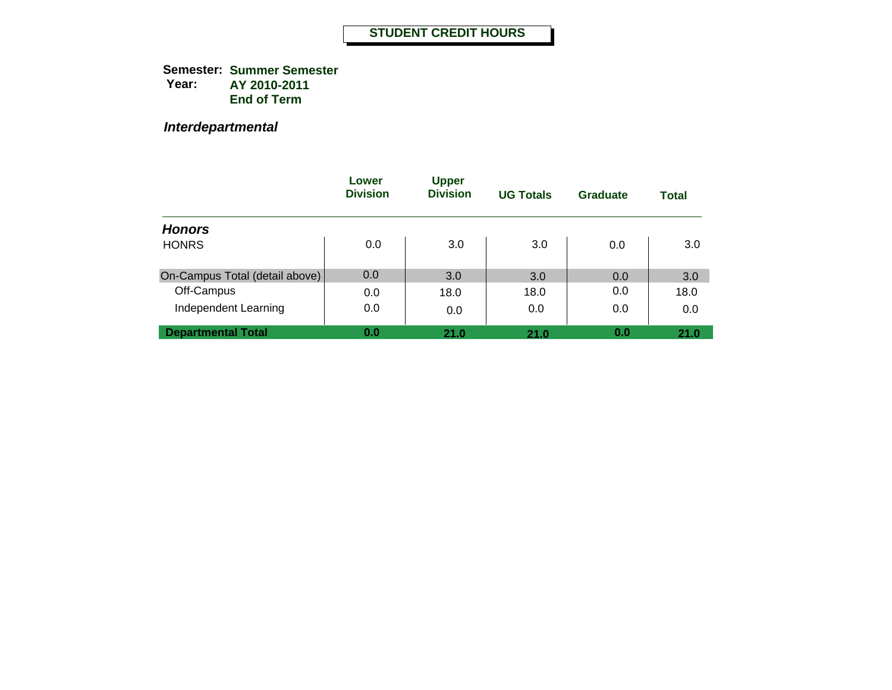# STUDENT CREDIT HOURS

**Semester:** Summer Semester
**Year:** AY 2010-2011
End of Term

***Interdepartmental***

| | Lower Division | Upper Division | UG Totals | Graduate | Total |
|---|---|---|---|---|---|
| ***Honors*** | | | | | |
| HONRS | 0.0 | 3.0 | 3.0 | 0.0 | 3.0 |
| On-Campus Total (detail above) | 0.0 | 3.0 | 3.0 | 0.0 | 3.0 |
| Off-Campus | 0.0 | 18.0 | 18.0 | 0.0 | 18.0 |
| Independent Learning | 0.0 | 0.0 | 0.0 | 0.0 | 0.0 |
| **Departmental Total** | **0.0** | **21.0** | **21.0** | **0.0** | **21.0** |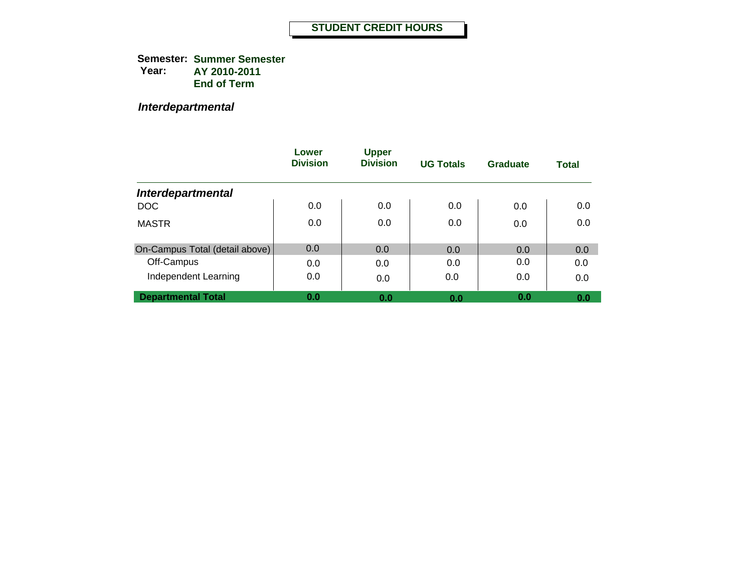# STUDENT CREDIT HOURS

**Semester:** Summer Semester
**Year:** AY 2010-2011
End of Term

***Interdepartmental***

| | Lower Division | Upper Division | UG Totals | Graduate | Total |
|---|---|---|---|---|---|
| ***Interdepartmental*** | | | | | |
| DOC | 0.0 | 0.0 | 0.0 | 0.0 | 0.0 |
| MASTR | 0.0 | 0.0 | 0.0 | 0.0 | 0.0 |
| On-Campus Total (detail above) | 0.0 | 0.0 | 0.0 | 0.0 | 0.0 |
| Off-Campus | 0.0 | 0.0 | 0.0 | 0.0 | 0.0 |
| Independent Learning | 0.0 | 0.0 | 0.0 | 0.0 | 0.0 |
| **Departmental Total** | **0.0** | **0.0** | **0.0** | **0.0** | **0.0** |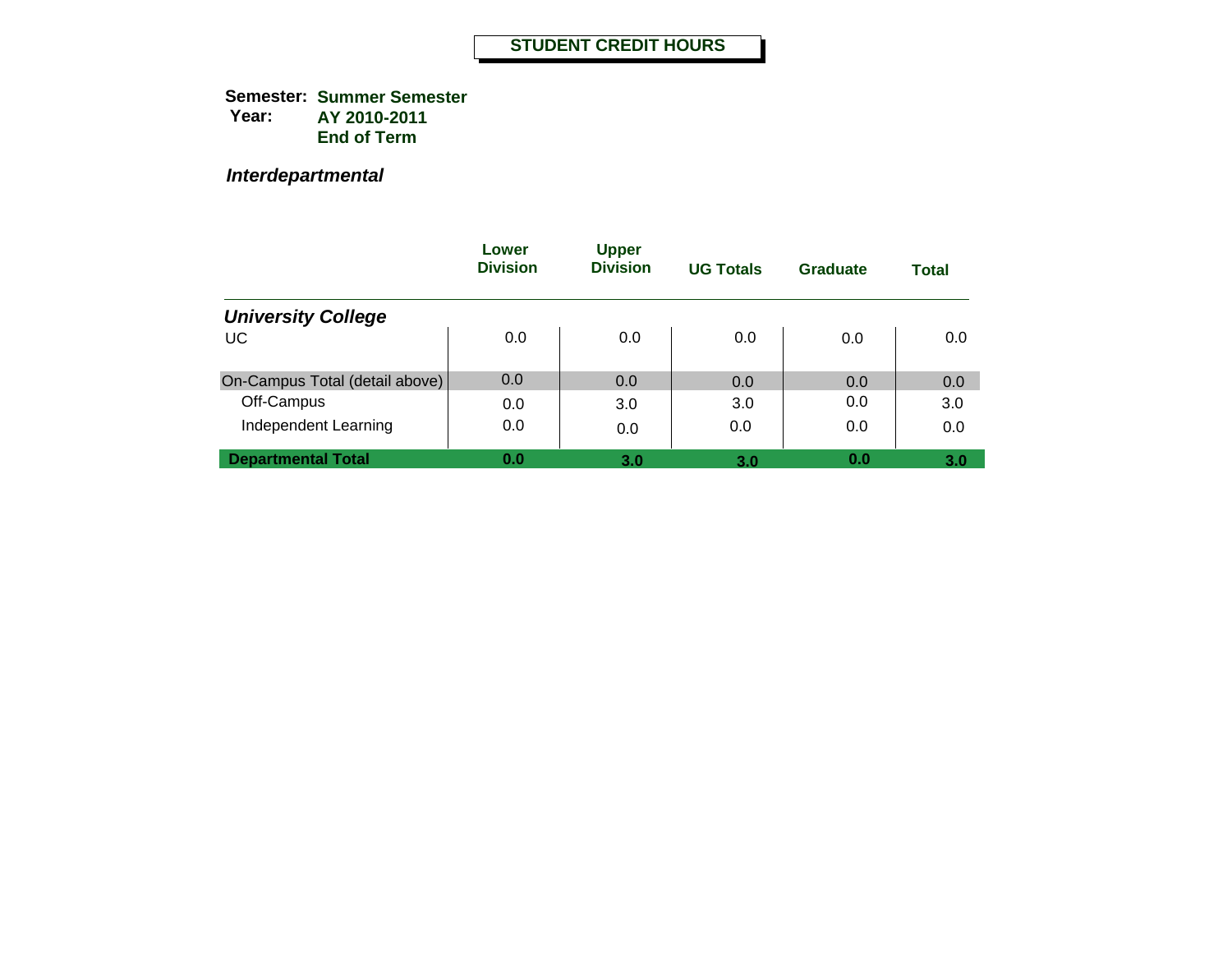# STUDENT CREDIT HOURS

**Semester:** **Summer Semester**
**Year:** **AY 2010-2011**
**End of Term**

***Interdepartmental***

| | Lower Division | Upper Division | UG Totals | Graduate | Total |
|---|---|---|---|---|---|
| ***University College*** | | | | | |
| UC | 0.0 | 0.0 | 0.0 | 0.0 | 0.0 |
| On-Campus Total (detail above) | 0.0 | 0.0 | 0.0 | 0.0 | 0.0 |
| Off-Campus | 0.0 | 3.0 | 3.0 | 0.0 | 3.0 |
| Independent Learning | 0.0 | 0.0 | 0.0 | 0.0 | 0.0 |
| **Departmental Total** | **0.0** | **3.0** | **3.0** | **0.0** | **3.0** |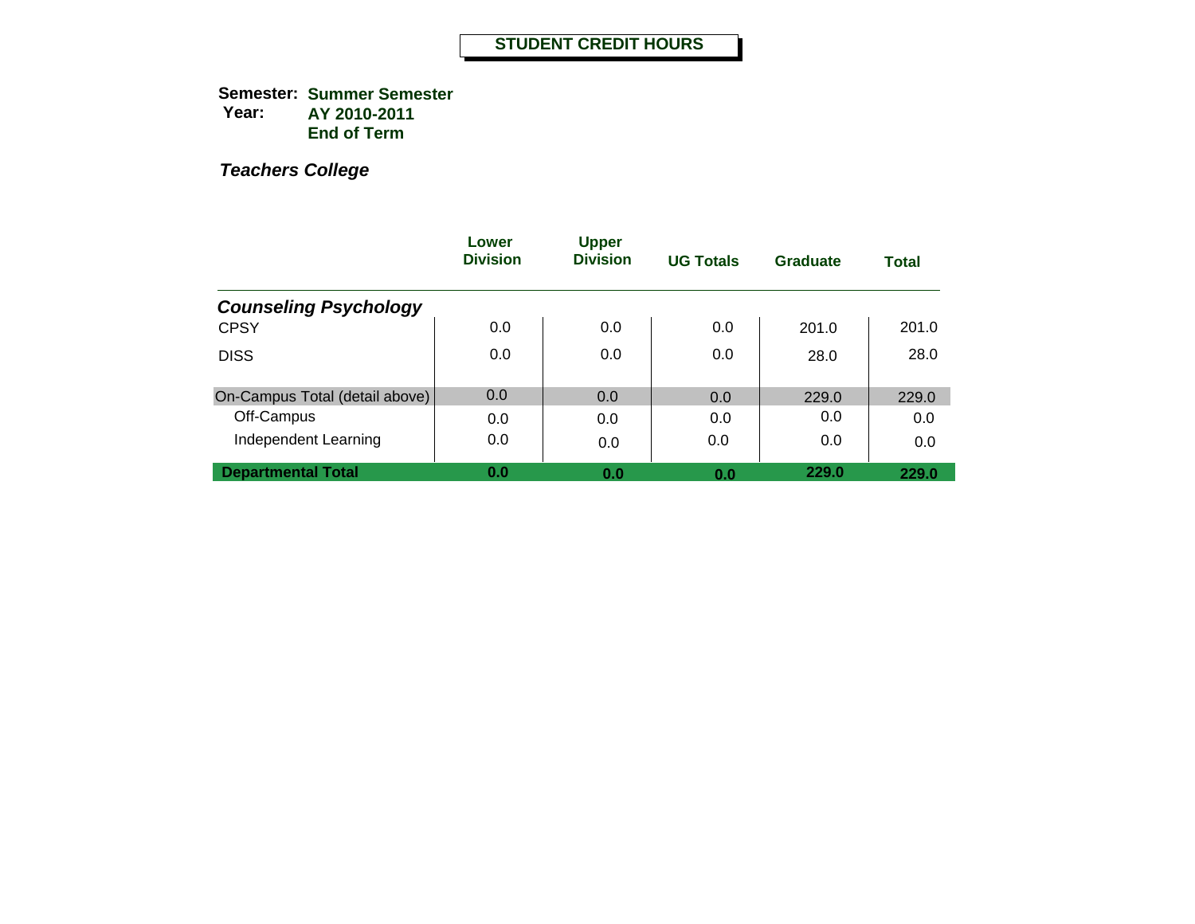# STUDENT CREDIT HOURS

**Semester:** Summer Semester
**Year:** AY 2010-2011
End of Term

***Teachers College***

| | Lower Division | Upper Division | UG Totals | Graduate | Total |
|---|---|---|---|---|---|
| ***Counseling Psychology*** | | | | | |
| CPSY | 0.0 | 0.0 | 0.0 | 201.0 | 201.0 |
| DISS | 0.0 | 0.0 | 0.0 | 28.0 | 28.0 |
| On-Campus Total (detail above) | 0.0 | 0.0 | 0.0 | 229.0 | 229.0 |
| Off-Campus | 0.0 | 0.0 | 0.0 | 0.0 | 0.0 |
| Independent Learning | 0.0 | 0.0 | 0.0 | 0.0 | 0.0 |
| **Departmental Total** | **0.0** | **0.0** | **0.0** | **229.0** | **229.0** |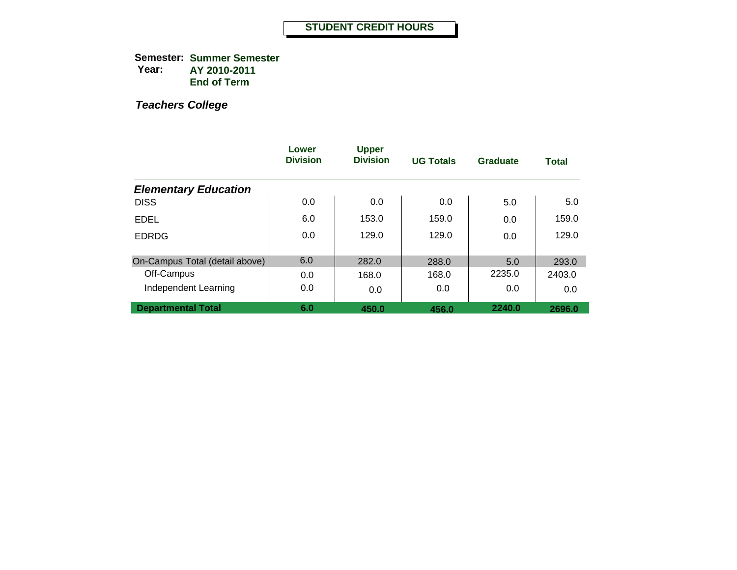# STUDENT CREDIT HOURS

**Semester:** **Summer Semester**
**Year:** **AY 2010-2011**
**End of Term**

***Teachers College***

| | Lower Division | Upper Division | UG Totals | Graduate | Total |
|---|---|---|---|---|---|
| ***Elementary Education*** | | | | | |
| DISS | 0.0 | 0.0 | 0.0 | 5.0 | 5.0 |
| EDEL | 6.0 | 153.0 | 159.0 | 0.0 | 159.0 |
| EDRDG | 0.0 | 129.0 | 129.0 | 0.0 | 129.0 |
| On-Campus Total (detail above) | 6.0 | 282.0 | 288.0 | 5.0 | 293.0 |
| Off-Campus | 0.0 | 168.0 | 168.0 | 2235.0 | 2403.0 |
| Independent Learning | 0.0 | 0.0 | 0.0 | 0.0 | 0.0 |
| **Departmental Total** | **6.0** | **450.0** | **456.0** | **2240.0** | **2696.0** |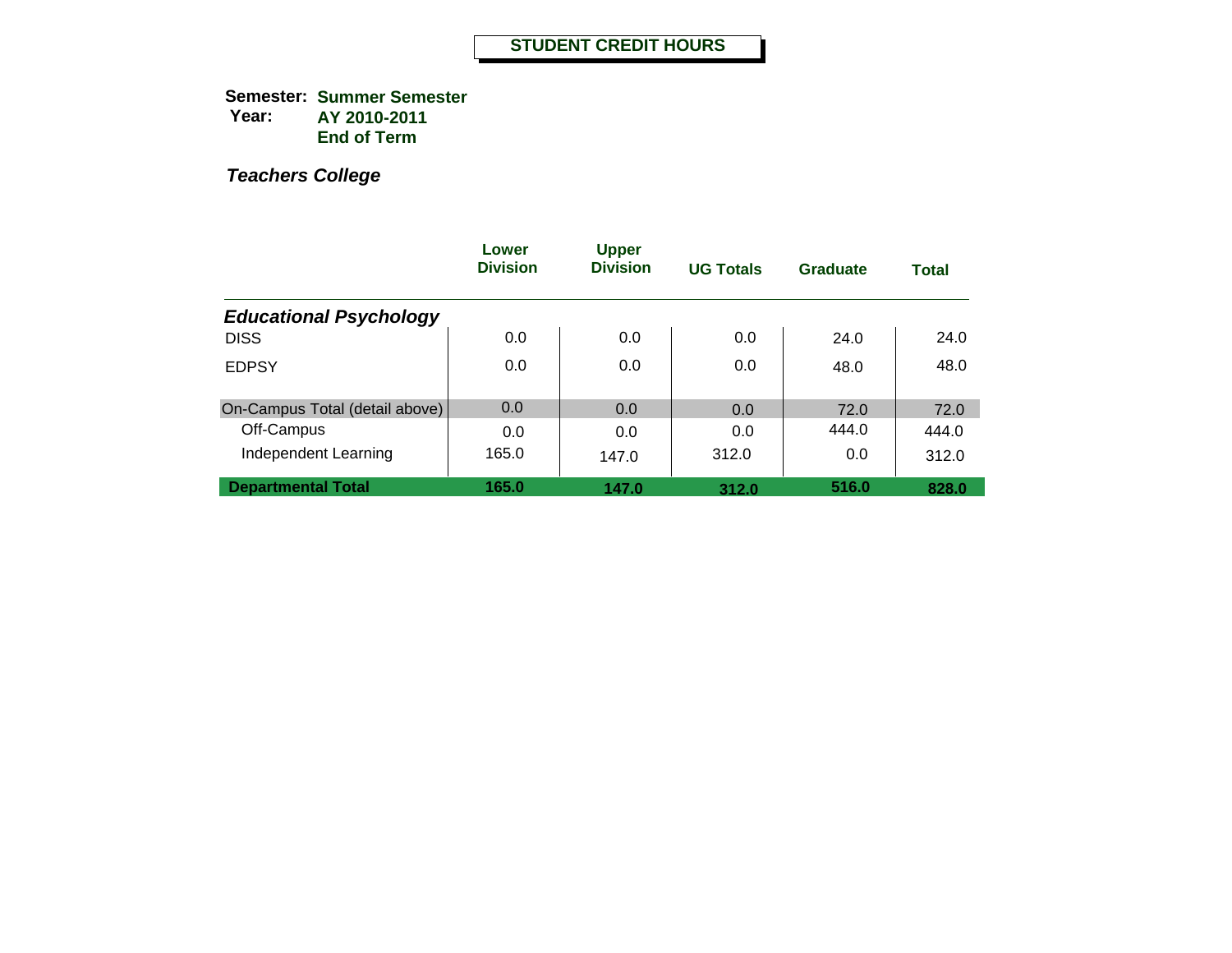**STUDENT CREDIT HOURS**

**Semester:** **Summer Semester**
**Year:** **AY 2010-2011**
**End of Term**

***Teachers College***

| | Lower Division | Upper Division | UG Totals | Graduate | Total |
|---|---|---|---|---|---|
| ***Educational Psychology*** | | | | | |
| DISS | 0.0 | 0.0 | 0.0 | 24.0 | 24.0 |
| EDPSY | 0.0 | 0.0 | 0.0 | 48.0 | 48.0 |
| On-Campus Total (detail above) | 0.0 | 0.0 | 0.0 | 72.0 | 72.0 |
| Off-Campus | 0.0 | 0.0 | 0.0 | 444.0 | 444.0 |
| Independent Learning | 165.0 | 147.0 | 312.0 | 0.0 | 312.0 |
| **Departmental Total** | **165.0** | **147.0** | **312.0** | **516.0** | **828.0** |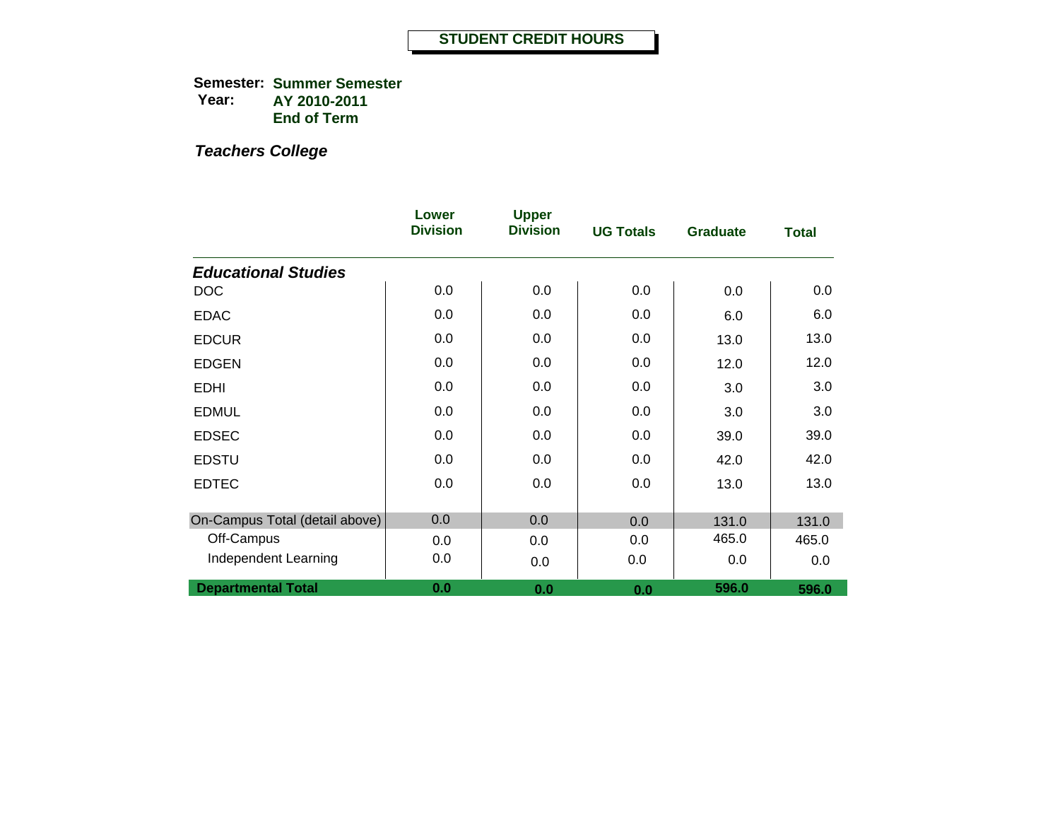## STUDENT CREDIT HOURS

**Semester:** **Summer Semester**
**Year:** **AY 2010-2011**
**End of Term**

***Teachers College***

| | Lower Division | Upper Division | UG Totals | Graduate | Total |
|---|---|---|---|---|---|
| ***Educational Studies*** | | | | | |
| DOC | 0.0 | 0.0 | 0.0 | 0.0 | 0.0 |
| EDAC | 0.0 | 0.0 | 0.0 | 6.0 | 6.0 |
| EDCUR | 0.0 | 0.0 | 0.0 | 13.0 | 13.0 |
| EDGEN | 0.0 | 0.0 | 0.0 | 12.0 | 12.0 |
| EDHI | 0.0 | 0.0 | 0.0 | 3.0 | 3.0 |
| EDMUL | 0.0 | 0.0 | 0.0 | 3.0 | 3.0 |
| EDSEC | 0.0 | 0.0 | 0.0 | 39.0 | 39.0 |
| EDSTU | 0.0 | 0.0 | 0.0 | 42.0 | 42.0 |
| EDTEC | 0.0 | 0.0 | 0.0 | 13.0 | 13.0 |
| On-Campus Total (detail above) | 0.0 | 0.0 | 0.0 | 131.0 | 131.0 |
| Off-Campus | 0.0 | 0.0 | 0.0 | 465.0 | 465.0 |
| Independent Learning | 0.0 | 0.0 | 0.0 | 0.0 | 0.0 |
| **Departmental Total** | **0.0** | **0.0** | **0.0** | **596.0** | **596.0** |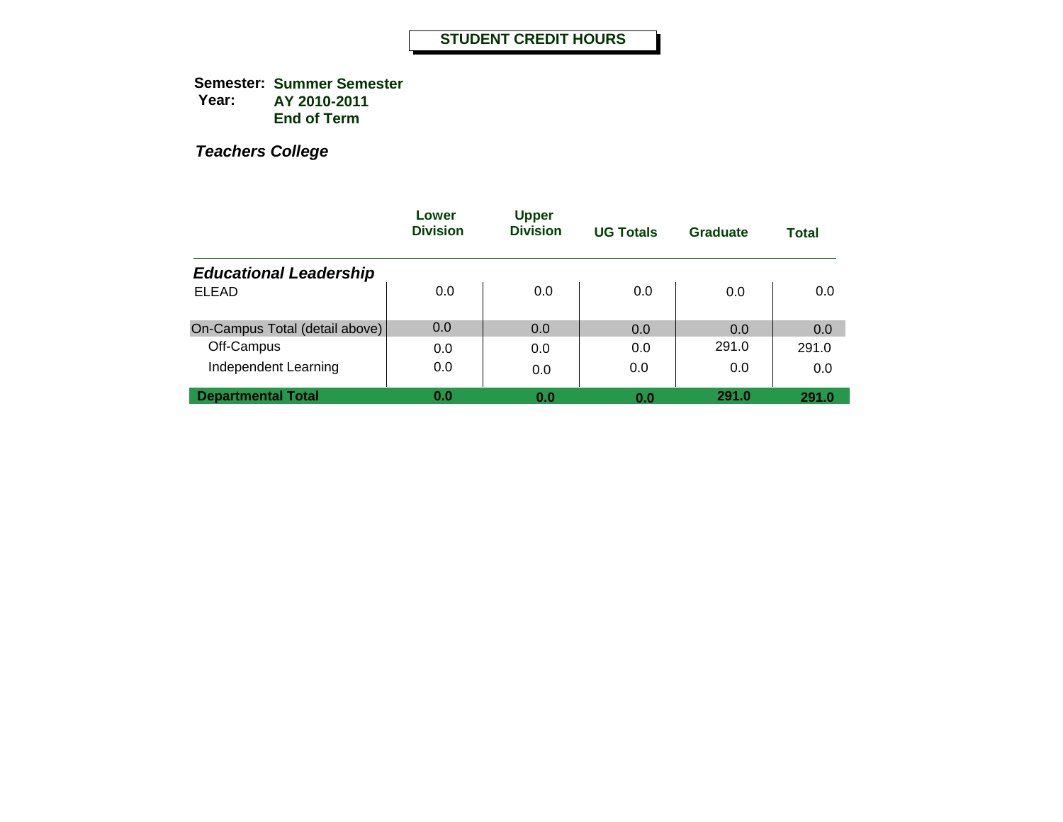# STUDENT CREDIT HOURS

**Semester:** Summer Semester
**Year:** AY 2010-2011
End of Term

***Teachers College***

| | Lower Division | Upper Division | UG Totals | Graduate | Total |
|---|---|---|---|---|---|
| ***Educational Leadership*** | | | | | |
| ELEAD | 0.0 | 0.0 | 0.0 | 0.0 | 0.0 |
| On-Campus Total (detail above) | 0.0 | 0.0 | 0.0 | 0.0 | 0.0 |
| Off-Campus | 0.0 | 0.0 | 0.0 | 291.0 | 291.0 |
| Independent Learning | 0.0 | 0.0 | 0.0 | 0.0 | 0.0 |
| **Departmental Total** | **0.0** | **0.0** | **0.0** | **291.0** | **291.0** |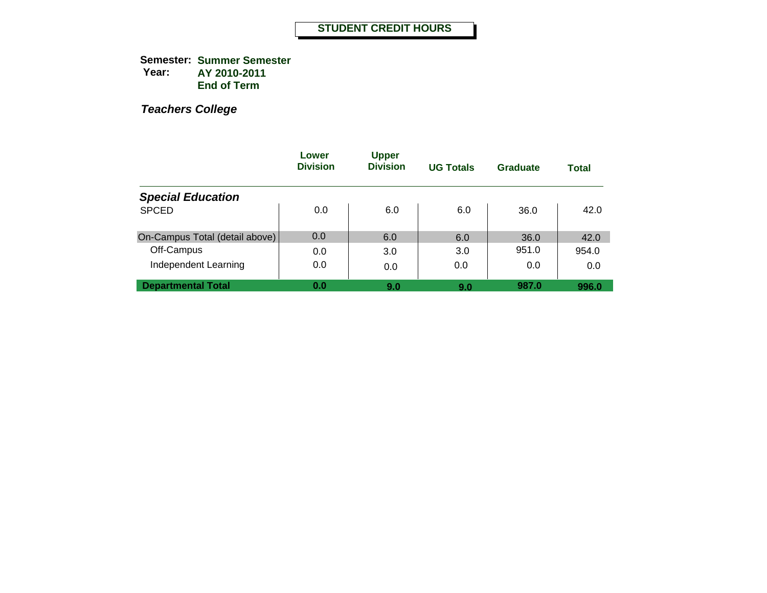# STUDENT CREDIT HOURS

**Semester:** **Summer Semester**
**Year:** **AY 2010-2011**
**End of Term**

***Teachers College***

| | Lower Division | Upper Division | UG Totals | Graduate | Total |
|---|---|---|---|---|---|
| ***Special Education*** | | | | | |
| SPCED | 0.0 | 6.0 | 6.0 | 36.0 | 42.0 |
| On-Campus Total (detail above) | 0.0 | 6.0 | 6.0 | 36.0 | 42.0 |
| Off-Campus | 0.0 | 3.0 | 3.0 | 951.0 | 954.0 |
| Independent Learning | 0.0 | 0.0 | 0.0 | 0.0 | 0.0 |
| **Departmental Total** | **0.0** | **9.0** | **9.0** | **987.0** | **996.0** |